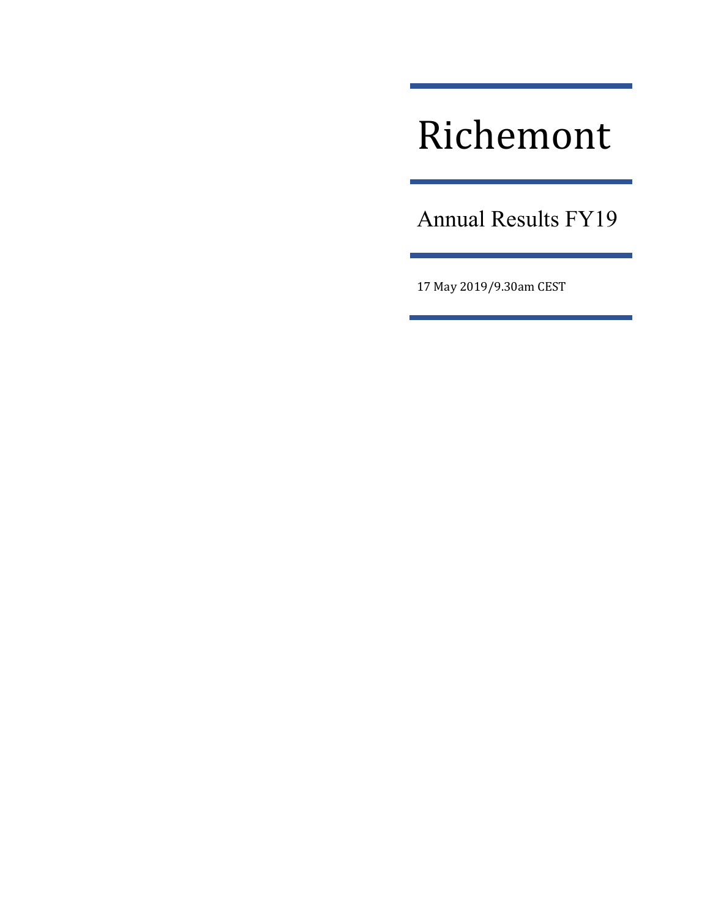# Richemont

## Annual Results FY19

17 May 2019/9.30am CEST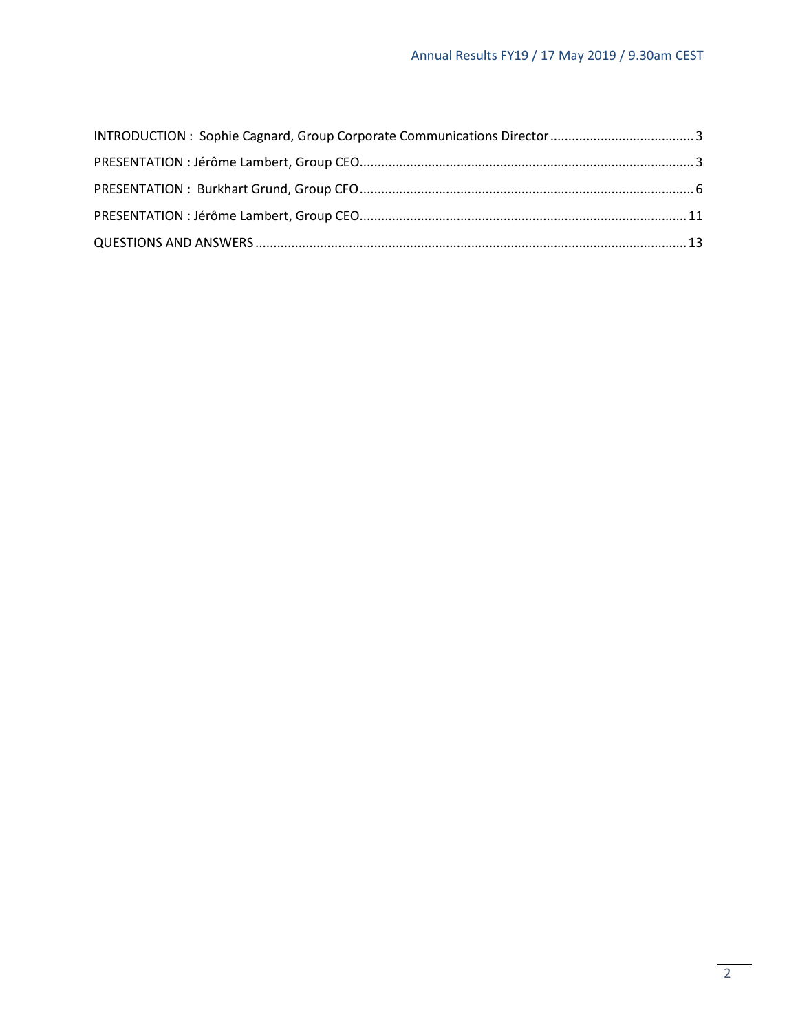INTRODUCTION : Sophie Cagnard, Group Corporate Communications Director ........................................ 3

PRESENTATION : Jérôme Lambert, Group CEO ........................................................................................ 3

PRESENTATION : Burkhart Grund, Group CFO ........................................................................................ 6

PRESENTATION : Jérôme Lambert, Group CEO ...................................................................................... 11

QUESTIONS AND ANSWERS ...................................................................................................................... 13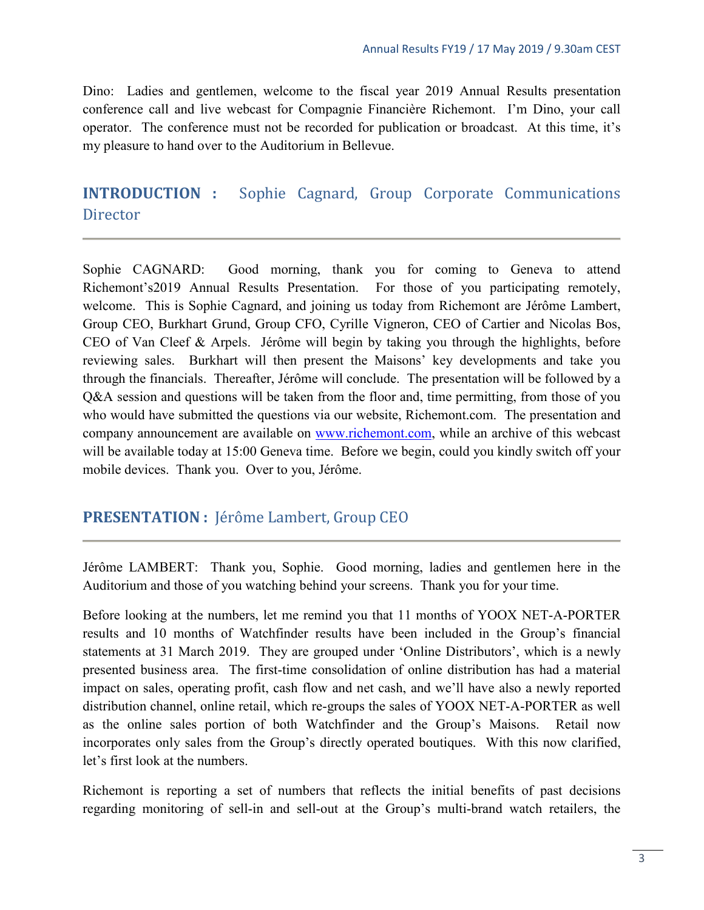Dino: Ladies and gentlemen, welcome to the fiscal year 2019 Annual Results presentation conference call and live webcast for Compagnie Financière Richemont. I'm Dino, your call operator. The conference must not be recorded for publication or broadcast. At this time, it's my pleasure to hand over to the Auditorium in Bellevue.

## INTRODUCTION : Sophie Cagnard, Group Corporate Communications Director

Sophie CAGNARD: Good morning, thank you for coming to Geneva to attend Richemont's2019 Annual Results Presentation. For those of you participating remotely, welcome. This is Sophie Cagnard, and joining us today from Richemont are Jérôme Lambert, Group CEO, Burkhart Grund, Group CFO, Cyrille Vigneron, CEO of Cartier and Nicolas Bos, CEO of Van Cleef & Arpels. Jérôme will begin by taking you through the highlights, before reviewing sales. Burkhart will then present the Maisons' key developments and take you through the financials. Thereafter, Jérôme will conclude. The presentation will be followed by a Q&A session and questions will be taken from the floor and, time permitting, from those of you who would have submitted the questions via our website, Richemont.com. The presentation and company announcement are available on www.richemont.com, while an archive of this webcast will be available today at 15:00 Geneva time. Before we begin, could you kindly switch off your mobile devices. Thank you. Over to you, Jérôme.

## PRESENTATION : Jérôme Lambert, Group CEO

Jérôme LAMBERT: Thank you, Sophie. Good morning, ladies and gentlemen here in the Auditorium and those of you watching behind your screens. Thank you for your time.

Before looking at the numbers, let me remind you that 11 months of YOOX NET-A-PORTER results and 10 months of Watchfinder results have been included in the Group's financial statements at 31 March 2019. They are grouped under 'Online Distributors', which is a newly presented business area. The first-time consolidation of online distribution has had a material impact on sales, operating profit, cash flow and net cash, and we'll have also a newly reported distribution channel, online retail, which re-groups the sales of YOOX NET-A-PORTER as well as the online sales portion of both Watchfinder and the Group's Maisons. Retail now incorporates only sales from the Group's directly operated boutiques. With this now clarified, let's first look at the numbers.

Richemont is reporting a set of numbers that reflects the initial benefits of past decisions regarding monitoring of sell-in and sell-out at the Group's multi-brand watch retailers, the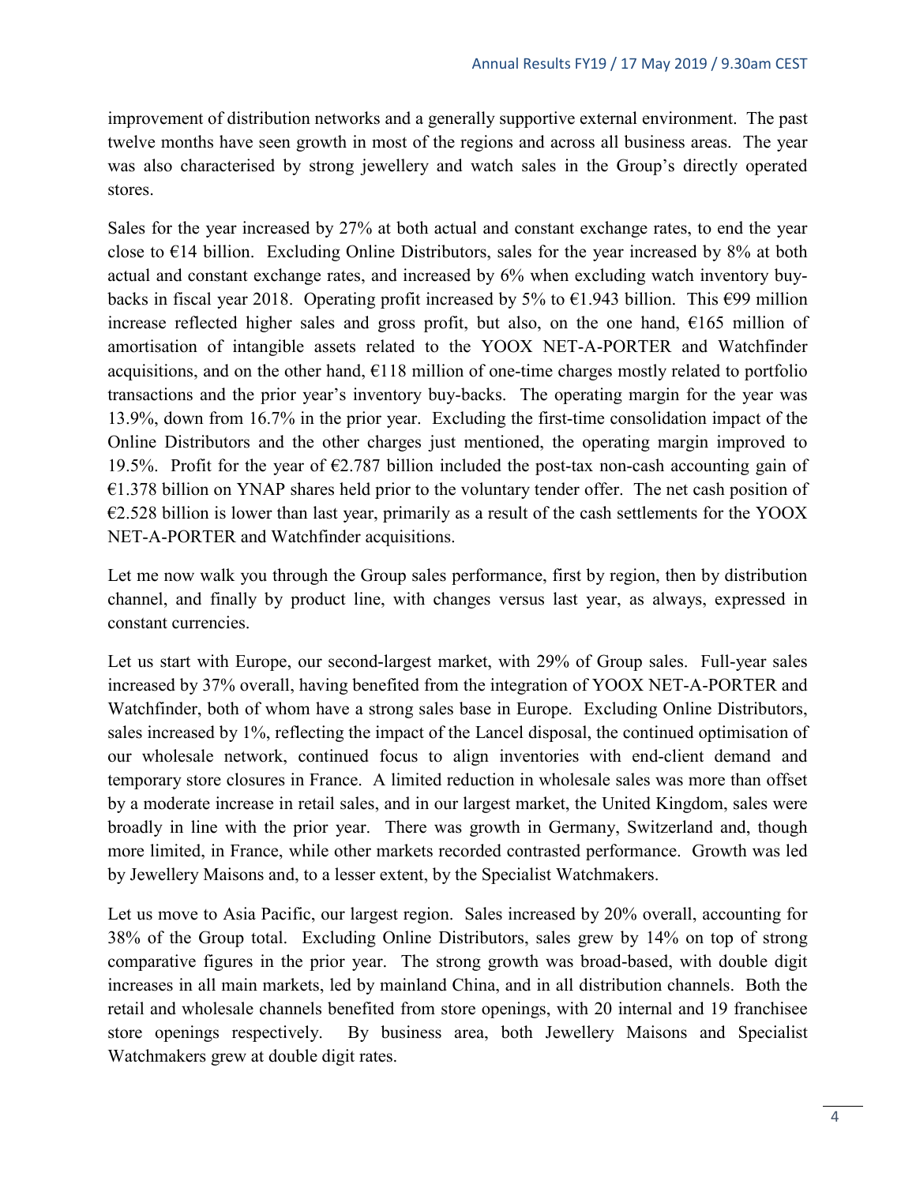improvement of distribution networks and a generally supportive external environment. The past twelve months have seen growth in most of the regions and across all business areas. The year was also characterised by strong jewellery and watch sales in the Group's directly operated stores.

Sales for the year increased by 27% at both actual and constant exchange rates, to end the year close to €14 billion. Excluding Online Distributors, sales for the year increased by 8% at both actual and constant exchange rates, and increased by 6% when excluding watch inventory buy-backs in fiscal year 2018. Operating profit increased by 5% to €1.943 billion. This €99 million increase reflected higher sales and gross profit, but also, on the one hand, €165 million of amortisation of intangible assets related to the YOOX NET-A-PORTER and Watchfinder acquisitions, and on the other hand, €118 million of one-time charges mostly related to portfolio transactions and the prior year's inventory buy-backs. The operating margin for the year was 13.9%, down from 16.7% in the prior year. Excluding the first-time consolidation impact of the Online Distributors and the other charges just mentioned, the operating margin improved to 19.5%. Profit for the year of €2.787 billion included the post-tax non-cash accounting gain of €1.378 billion on YNAP shares held prior to the voluntary tender offer. The net cash position of €2.528 billion is lower than last year, primarily as a result of the cash settlements for the YOOX NET-A-PORTER and Watchfinder acquisitions.

Let me now walk you through the Group sales performance, first by region, then by distribution channel, and finally by product line, with changes versus last year, as always, expressed in constant currencies.

Let us start with Europe, our second-largest market, with 29% of Group sales. Full-year sales increased by 37% overall, having benefited from the integration of YOOX NET-A-PORTER and Watchfinder, both of whom have a strong sales base in Europe. Excluding Online Distributors, sales increased by 1%, reflecting the impact of the Lancel disposal, the continued optimisation of our wholesale network, continued focus to align inventories with end-client demand and temporary store closures in France. A limited reduction in wholesale sales was more than offset by a moderate increase in retail sales, and in our largest market, the United Kingdom, sales were broadly in line with the prior year. There was growth in Germany, Switzerland and, though more limited, in France, while other markets recorded contrasted performance. Growth was led by Jewellery Maisons and, to a lesser extent, by the Specialist Watchmakers.

Let us move to Asia Pacific, our largest region. Sales increased by 20% overall, accounting for 38% of the Group total. Excluding Online Distributors, sales grew by 14% on top of strong comparative figures in the prior year. The strong growth was broad-based, with double digit increases in all main markets, led by mainland China, and in all distribution channels. Both the retail and wholesale channels benefited from store openings, with 20 internal and 19 franchisee store openings respectively. By business area, both Jewellery Maisons and Specialist Watchmakers grew at double digit rates.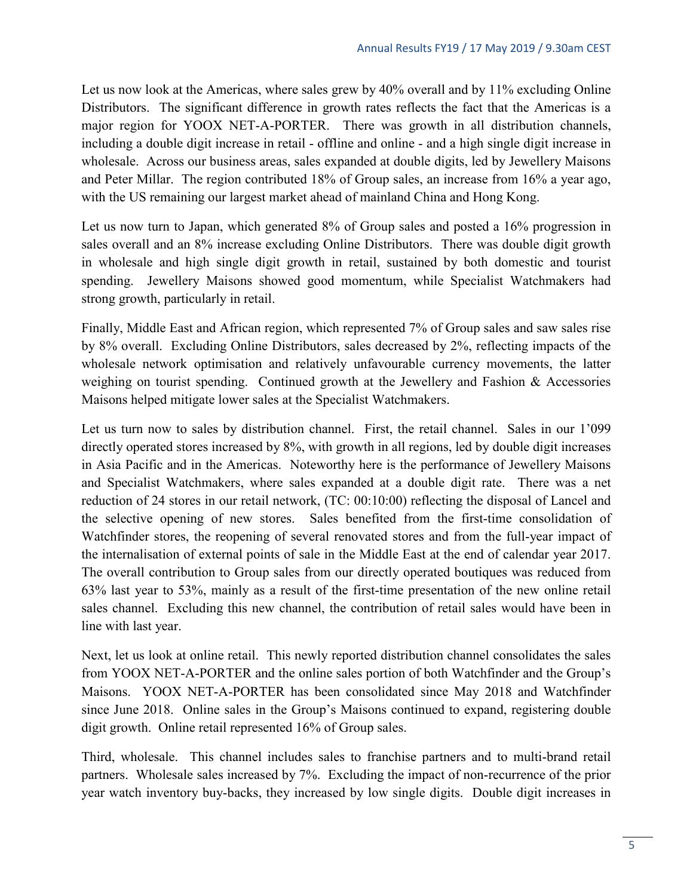Let us now look at the Americas, where sales grew by 40% overall and by 11% excluding Online Distributors. The significant difference in growth rates reflects the fact that the Americas is a major region for YOOX NET-A-PORTER. There was growth in all distribution channels, including a double digit increase in retail - offline and online - and a high single digit increase in wholesale. Across our business areas, sales expanded at double digits, led by Jewellery Maisons and Peter Millar. The region contributed 18% of Group sales, an increase from 16% a year ago, with the US remaining our largest market ahead of mainland China and Hong Kong.

Let us now turn to Japan, which generated 8% of Group sales and posted a 16% progression in sales overall and an 8% increase excluding Online Distributors. There was double digit growth in wholesale and high single digit growth in retail, sustained by both domestic and tourist spending. Jewellery Maisons showed good momentum, while Specialist Watchmakers had strong growth, particularly in retail.

Finally, Middle East and African region, which represented 7% of Group sales and saw sales rise by 8% overall. Excluding Online Distributors, sales decreased by 2%, reflecting impacts of the wholesale network optimisation and relatively unfavourable currency movements, the latter weighing on tourist spending. Continued growth at the Jewellery and Fashion & Accessories Maisons helped mitigate lower sales at the Specialist Watchmakers.

Let us turn now to sales by distribution channel. First, the retail channel. Sales in our 1'099 directly operated stores increased by 8%, with growth in all regions, led by double digit increases in Asia Pacific and in the Americas. Noteworthy here is the performance of Jewellery Maisons and Specialist Watchmakers, where sales expanded at a double digit rate. There was a net reduction of 24 stores in our retail network, (TC: 00:10:00) reflecting the disposal of Lancel and the selective opening of new stores. Sales benefited from the first-time consolidation of Watchfinder stores, the reopening of several renovated stores and from the full-year impact of the internalisation of external points of sale in the Middle East at the end of calendar year 2017. The overall contribution to Group sales from our directly operated boutiques was reduced from 63% last year to 53%, mainly as a result of the first-time presentation of the new online retail sales channel. Excluding this new channel, the contribution of retail sales would have been in line with last year.

Next, let us look at online retail. This newly reported distribution channel consolidates the sales from YOOX NET-A-PORTER and the online sales portion of both Watchfinder and the Group's Maisons. YOOX NET-A-PORTER has been consolidated since May 2018 and Watchfinder since June 2018. Online sales in the Group's Maisons continued to expand, registering double digit growth. Online retail represented 16% of Group sales.

Third, wholesale. This channel includes sales to franchise partners and to multi-brand retail partners. Wholesale sales increased by 7%. Excluding the impact of non-recurrence of the prior year watch inventory buy-backs, they increased by low single digits. Double digit increases in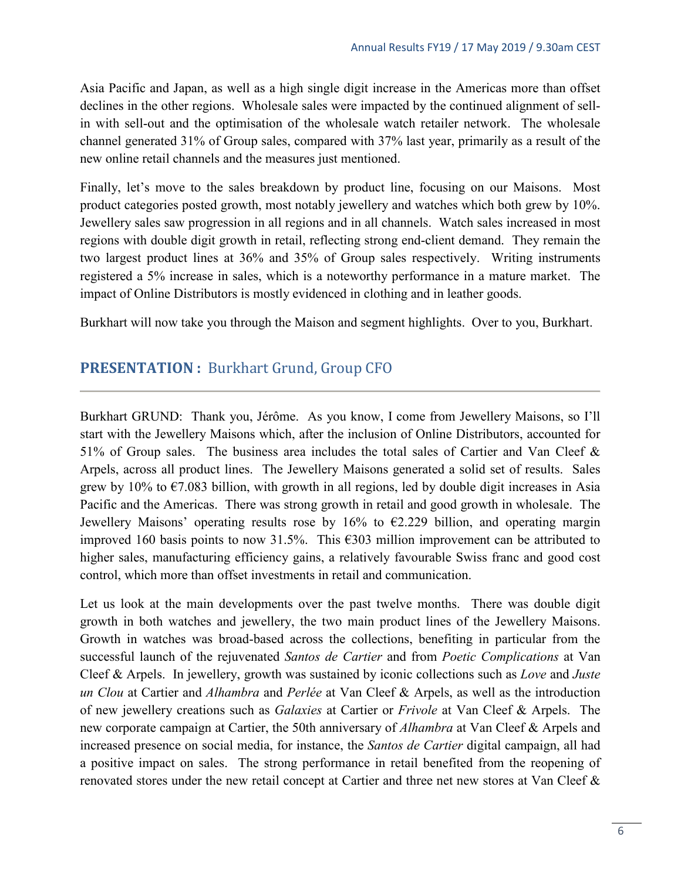Asia Pacific and Japan, as well as a high single digit increase in the Americas more than offset declines in the other regions. Wholesale sales were impacted by the continued alignment of sell-in with sell-out and the optimisation of the wholesale watch retailer network. The wholesale channel generated 31% of Group sales, compared with 37% last year, primarily as a result of the new online retail channels and the measures just mentioned.

Finally, let's move to the sales breakdown by product line, focusing on our Maisons. Most product categories posted growth, most notably jewellery and watches which both grew by 10%. Jewellery sales saw progression in all regions and in all channels. Watch sales increased in most regions with double digit growth in retail, reflecting strong end-client demand. They remain the two largest product lines at 36% and 35% of Group sales respectively. Writing instruments registered a 5% increase in sales, which is a noteworthy performance in a mature market. The impact of Online Distributors is mostly evidenced in clothing and in leather goods.

Burkhart will now take you through the Maison and segment highlights. Over to you, Burkhart.

## **PRESENTATION :** Burkhart Grund, Group CFO

Burkhart GRUND: Thank you, Jérôme. As you know, I come from Jewellery Maisons, so I'll start with the Jewellery Maisons which, after the inclusion of Online Distributors, accounted for 51% of Group sales. The business area includes the total sales of Cartier and Van Cleef & Arpels, across all product lines. The Jewellery Maisons generated a solid set of results. Sales grew by 10% to €7.083 billion, with growth in all regions, led by double digit increases in Asia Pacific and the Americas. There was strong growth in retail and good growth in wholesale. The Jewellery Maisons' operating results rose by 16% to €2.229 billion, and operating margin improved 160 basis points to now 31.5%. This €303 million improvement can be attributed to higher sales, manufacturing efficiency gains, a relatively favourable Swiss franc and good cost control, which more than offset investments in retail and communication.

Let us look at the main developments over the past twelve months. There was double digit growth in both watches and jewellery, the two main product lines of the Jewellery Maisons. Growth in watches was broad-based across the collections, benefiting in particular from the successful launch of the rejuvenated *Santos de Cartier* and from *Poetic Complications* at Van Cleef & Arpels. In jewellery, growth was sustained by iconic collections such as *Love* and *Juste un Clou* at Cartier and *Alhambra* and *Perlée* at Van Cleef & Arpels, as well as the introduction of new jewellery creations such as *Galaxies* at Cartier or *Frivole* at Van Cleef & Arpels. The new corporate campaign at Cartier, the 50th anniversary of *Alhambra* at Van Cleef & Arpels and increased presence on social media, for instance, the *Santos de Cartier* digital campaign, all had a positive impact on sales. The strong performance in retail benefited from the reopening of renovated stores under the new retail concept at Cartier and three net new stores at Van Cleef &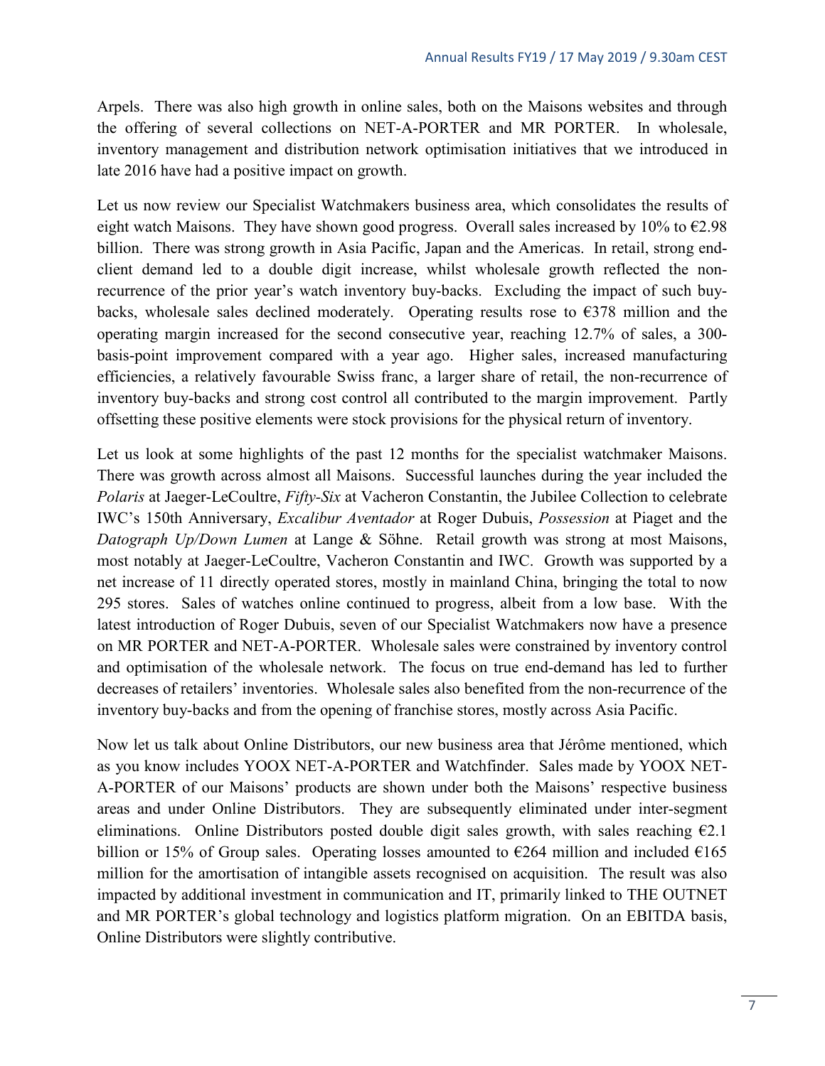Arpels. There was also high growth in online sales, both on the Maisons websites and through the offering of several collections on NET-A-PORTER and MR PORTER. In wholesale, inventory management and distribution network optimisation initiatives that we introduced in late 2016 have had a positive impact on growth.

Let us now review our Specialist Watchmakers business area, which consolidates the results of eight watch Maisons. They have shown good progress. Overall sales increased by 10% to €2.98 billion. There was strong growth in Asia Pacific, Japan and the Americas. In retail, strong end-client demand led to a double digit increase, whilst wholesale growth reflected the non-recurrence of the prior year's watch inventory buy-backs. Excluding the impact of such buy-backs, wholesale sales declined moderately. Operating results rose to €378 million and the operating margin increased for the second consecutive year, reaching 12.7% of sales, a 300-basis-point improvement compared with a year ago. Higher sales, increased manufacturing efficiencies, a relatively favourable Swiss franc, a larger share of retail, the non-recurrence of inventory buy-backs and strong cost control all contributed to the margin improvement. Partly offsetting these positive elements were stock provisions for the physical return of inventory.

Let us look at some highlights of the past 12 months for the specialist watchmaker Maisons. There was growth across almost all Maisons. Successful launches during the year included the *Polaris* at Jaeger-LeCoultre, *Fifty-Six* at Vacheron Constantin, the Jubilee Collection to celebrate IWC's 150th Anniversary, *Excalibur Aventador* at Roger Dubuis, *Possession* at Piaget and the *Datograph Up/Down Lumen* at Lange & Söhne. Retail growth was strong at most Maisons, most notably at Jaeger-LeCoultre, Vacheron Constantin and IWC. Growth was supported by a net increase of 11 directly operated stores, mostly in mainland China, bringing the total to now 295 stores. Sales of watches online continued to progress, albeit from a low base. With the latest introduction of Roger Dubuis, seven of our Specialist Watchmakers now have a presence on MR PORTER and NET-A-PORTER. Wholesale sales were constrained by inventory control and optimisation of the wholesale network. The focus on true end-demand has led to further decreases of retailers' inventories. Wholesale sales also benefited from the non-recurrence of the inventory buy-backs and from the opening of franchise stores, mostly across Asia Pacific.

Now let us talk about Online Distributors, our new business area that Jérôme mentioned, which as you know includes YOOX NET-A-PORTER and Watchfinder. Sales made by YOOX NET-A-PORTER of our Maisons' products are shown under both the Maisons' respective business areas and under Online Distributors. They are subsequently eliminated under inter-segment eliminations. Online Distributors posted double digit sales growth, with sales reaching €2.1 billion or 15% of Group sales. Operating losses amounted to €264 million and included €165 million for the amortisation of intangible assets recognised on acquisition. The result was also impacted by additional investment in communication and IT, primarily linked to THE OUTNET and MR PORTER's global technology and logistics platform migration. On an EBITDA basis, Online Distributors were slightly contributive.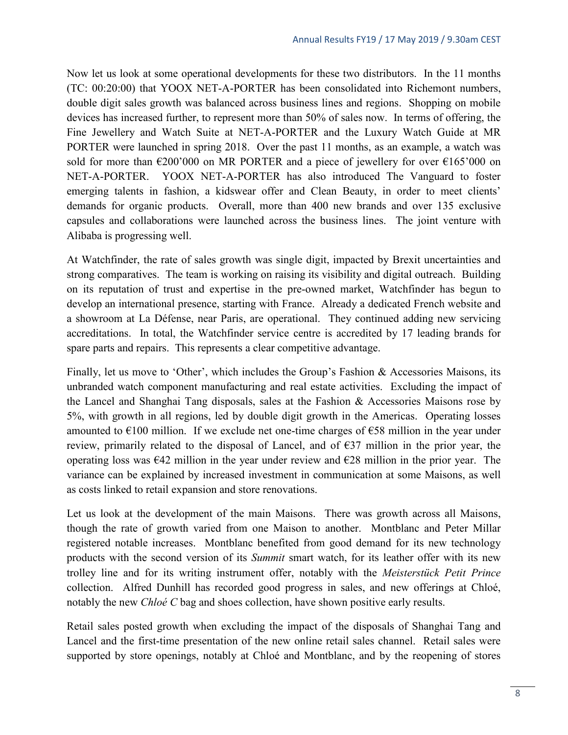Now let us look at some operational developments for these two distributors. In the 11 months (TC: 00:20:00) that YOOX NET-A-PORTER has been consolidated into Richemont numbers, double digit sales growth was balanced across business lines and regions. Shopping on mobile devices has increased further, to represent more than 50% of sales now. In terms of offering, the Fine Jewellery and Watch Suite at NET-A-PORTER and the Luxury Watch Guide at MR PORTER were launched in spring 2018. Over the past 11 months, as an example, a watch was sold for more than €200'000 on MR PORTER and a piece of jewellery for over €165'000 on NET-A-PORTER. YOOX NET-A-PORTER has also introduced The Vanguard to foster emerging talents in fashion, a kidswear offer and Clean Beauty, in order to meet clients' demands for organic products. Overall, more than 400 new brands and over 135 exclusive capsules and collaborations were launched across the business lines. The joint venture with Alibaba is progressing well.

At Watchfinder, the rate of sales growth was single digit, impacted by Brexit uncertainties and strong comparatives. The team is working on raising its visibility and digital outreach. Building on its reputation of trust and expertise in the pre-owned market, Watchfinder has begun to develop an international presence, starting with France. Already a dedicated French website and a showroom at La Défense, near Paris, are operational. They continued adding new servicing accreditations. In total, the Watchfinder service centre is accredited by 17 leading brands for spare parts and repairs. This represents a clear competitive advantage.

Finally, let us move to 'Other', which includes the Group's Fashion & Accessories Maisons, its unbranded watch component manufacturing and real estate activities. Excluding the impact of the Lancel and Shanghai Tang disposals, sales at the Fashion & Accessories Maisons rose by 5%, with growth in all regions, led by double digit growth in the Americas. Operating losses amounted to €100 million. If we exclude net one-time charges of €58 million in the year under review, primarily related to the disposal of Lancel, and of €37 million in the prior year, the operating loss was €42 million in the year under review and €28 million in the prior year. The variance can be explained by increased investment in communication at some Maisons, as well as costs linked to retail expansion and store renovations.

Let us look at the development of the main Maisons. There was growth across all Maisons, though the rate of growth varied from one Maison to another. Montblanc and Peter Millar registered notable increases. Montblanc benefited from good demand for its new technology products with the second version of its *Summit* smart watch, for its leather offer with its new trolley line and for its writing instrument offer, notably with the *Meisterstück Petit Prince* collection. Alfred Dunhill has recorded good progress in sales, and new offerings at Chloé, notably the new *Chloé C* bag and shoes collection, have shown positive early results.

Retail sales posted growth when excluding the impact of the disposals of Shanghai Tang and Lancel and the first-time presentation of the new online retail sales channel. Retail sales were supported by store openings, notably at Chloé and Montblanc, and by the reopening of stores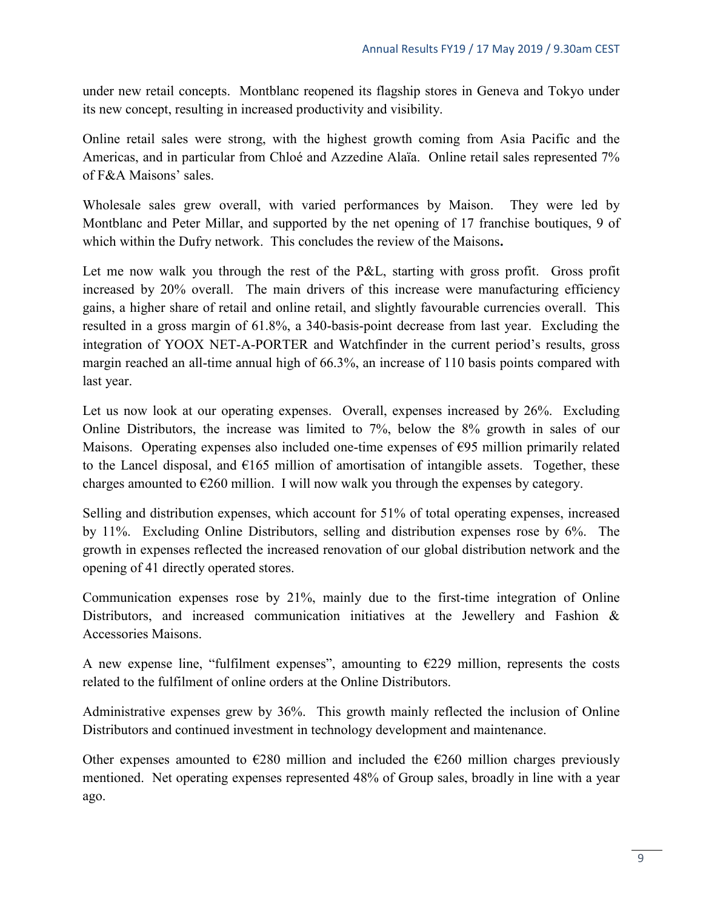under new retail concepts. Montblanc reopened its flagship stores in Geneva and Tokyo under its new concept, resulting in increased productivity and visibility.

Online retail sales were strong, with the highest growth coming from Asia Pacific and the Americas, and in particular from Chloé and Azzedine Alaïa. Online retail sales represented 7% of F&A Maisons' sales.

Wholesale sales grew overall, with varied performances by Maison. They were led by Montblanc and Peter Millar, and supported by the net opening of 17 franchise boutiques, 9 of which within the Dufry network. This concludes the review of the Maisons**.**

Let me now walk you through the rest of the P&L, starting with gross profit. Gross profit increased by 20% overall. The main drivers of this increase were manufacturing efficiency gains, a higher share of retail and online retail, and slightly favourable currencies overall. This resulted in a gross margin of 61.8%, a 340-basis-point decrease from last year. Excluding the integration of YOOX NET-A-PORTER and Watchfinder in the current period's results, gross margin reached an all-time annual high of 66.3%, an increase of 110 basis points compared with last year.

Let us now look at our operating expenses. Overall, expenses increased by 26%. Excluding Online Distributors, the increase was limited to 7%, below the 8% growth in sales of our Maisons. Operating expenses also included one-time expenses of €95 million primarily related to the Lancel disposal, and €165 million of amortisation of intangible assets. Together, these charges amounted to €260 million. I will now walk you through the expenses by category.

Selling and distribution expenses, which account for 51% of total operating expenses, increased by 11%. Excluding Online Distributors, selling and distribution expenses rose by 6%. The growth in expenses reflected the increased renovation of our global distribution network and the opening of 41 directly operated stores.

Communication expenses rose by 21%, mainly due to the first-time integration of Online Distributors, and increased communication initiatives at the Jewellery and Fashion & Accessories Maisons.

A new expense line, "fulfilment expenses", amounting to €229 million, represents the costs related to the fulfilment of online orders at the Online Distributors.

Administrative expenses grew by 36%. This growth mainly reflected the inclusion of Online Distributors and continued investment in technology development and maintenance.

Other expenses amounted to €280 million and included the €260 million charges previously mentioned. Net operating expenses represented 48% of Group sales, broadly in line with a year ago.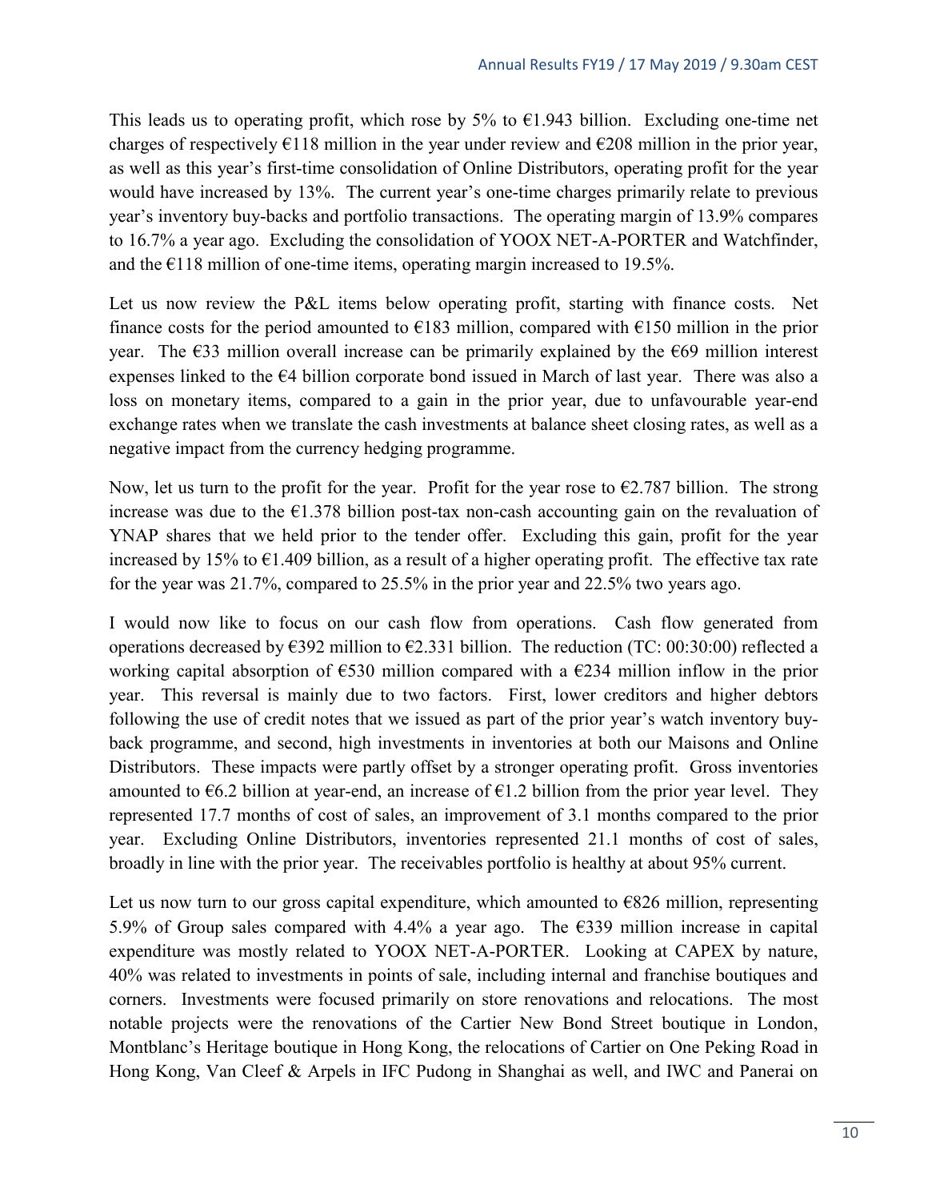This leads us to operating profit, which rose by 5% to €1.943 billion. Excluding one-time net charges of respectively €118 million in the year under review and €208 million in the prior year, as well as this year's first-time consolidation of Online Distributors, operating profit for the year would have increased by 13%. The current year's one-time charges primarily relate to previous year's inventory buy-backs and portfolio transactions. The operating margin of 13.9% compares to 16.7% a year ago. Excluding the consolidation of YOOX NET-A-PORTER and Watchfinder, and the €118 million of one-time items, operating margin increased to 19.5%.

Let us now review the P&L items below operating profit, starting with finance costs. Net finance costs for the period amounted to €183 million, compared with €150 million in the prior year. The €33 million overall increase can be primarily explained by the €69 million interest expenses linked to the €4 billion corporate bond issued in March of last year. There was also a loss on monetary items, compared to a gain in the prior year, due to unfavourable year-end exchange rates when we translate the cash investments at balance sheet closing rates, as well as a negative impact from the currency hedging programme.

Now, let us turn to the profit for the year. Profit for the year rose to €2.787 billion. The strong increase was due to the €1.378 billion post-tax non-cash accounting gain on the revaluation of YNAP shares that we held prior to the tender offer. Excluding this gain, profit for the year increased by 15% to €1.409 billion, as a result of a higher operating profit. The effective tax rate for the year was 21.7%, compared to 25.5% in the prior year and 22.5% two years ago.

I would now like to focus on our cash flow from operations. Cash flow generated from operations decreased by €392 million to €2.331 billion. The reduction (TC: 00:30:00) reflected a working capital absorption of €530 million compared with a €234 million inflow in the prior year. This reversal is mainly due to two factors. First, lower creditors and higher debtors following the use of credit notes that we issued as part of the prior year's watch inventory buy-back programme, and second, high investments in inventories at both our Maisons and Online Distributors. These impacts were partly offset by a stronger operating profit. Gross inventories amounted to €6.2 billion at year-end, an increase of €1.2 billion from the prior year level. They represented 17.7 months of cost of sales, an improvement of 3.1 months compared to the prior year. Excluding Online Distributors, inventories represented 21.1 months of cost of sales, broadly in line with the prior year. The receivables portfolio is healthy at about 95% current.

Let us now turn to our gross capital expenditure, which amounted to €826 million, representing 5.9% of Group sales compared with 4.4% a year ago. The €339 million increase in capital expenditure was mostly related to YOOX NET-A-PORTER. Looking at CAPEX by nature, 40% was related to investments in points of sale, including internal and franchise boutiques and corners. Investments were focused primarily on store renovations and relocations. The most notable projects were the renovations of the Cartier New Bond Street boutique in London, Montblanc's Heritage boutique in Hong Kong, the relocations of Cartier on One Peking Road in Hong Kong, Van Cleef & Arpels in IFC Pudong in Shanghai as well, and IWC and Panerai on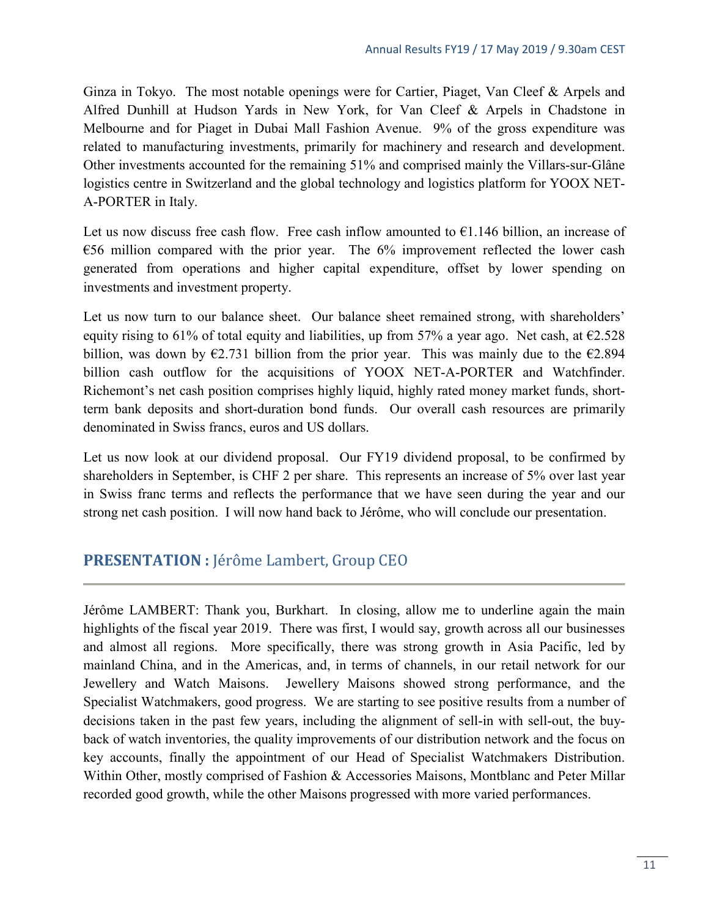Ginza in Tokyo. The most notable openings were for Cartier, Piaget, Van Cleef & Arpels and Alfred Dunhill at Hudson Yards in New York, for Van Cleef & Arpels in Chadstone in Melbourne and for Piaget in Dubai Mall Fashion Avenue. 9% of the gross expenditure was related to manufacturing investments, primarily for machinery and research and development. Other investments accounted for the remaining 51% and comprised mainly the Villars-sur-Glâne logistics centre in Switzerland and the global technology and logistics platform for YOOX NET-A-PORTER in Italy.

Let us now discuss free cash flow. Free cash inflow amounted to €1.146 billion, an increase of €56 million compared with the prior year. The 6% improvement reflected the lower cash generated from operations and higher capital expenditure, offset by lower spending on investments and investment property.

Let us now turn to our balance sheet. Our balance sheet remained strong, with shareholders' equity rising to 61% of total equity and liabilities, up from 57% a year ago. Net cash, at €2.528 billion, was down by €2.731 billion from the prior year. This was mainly due to the €2.894 billion cash outflow for the acquisitions of YOOX NET-A-PORTER and Watchfinder. Richemont's net cash position comprises highly liquid, highly rated money market funds, short-term bank deposits and short-duration bond funds. Our overall cash resources are primarily denominated in Swiss francs, euros and US dollars.

Let us now look at our dividend proposal. Our FY19 dividend proposal, to be confirmed by shareholders in September, is CHF 2 per share. This represents an increase of 5% over last year in Swiss franc terms and reflects the performance that we have seen during the year and our strong net cash position. I will now hand back to Jérôme, who will conclude our presentation.

## PRESENTATION : Jérôme Lambert, Group CEO

Jérôme LAMBERT: Thank you, Burkhart. In closing, allow me to underline again the main highlights of the fiscal year 2019. There was first, I would say, growth across all our businesses and almost all regions. More specifically, there was strong growth in Asia Pacific, led by mainland China, and in the Americas, and, in terms of channels, in our retail network for our Jewellery and Watch Maisons. Jewellery Maisons showed strong performance, and the Specialist Watchmakers, good progress. We are starting to see positive results from a number of decisions taken in the past few years, including the alignment of sell-in with sell-out, the buy-back of watch inventories, the quality improvements of our distribution network and the focus on key accounts, finally the appointment of our Head of Specialist Watchmakers Distribution. Within Other, mostly comprised of Fashion & Accessories Maisons, Montblanc and Peter Millar recorded good growth, while the other Maisons progressed with more varied performances.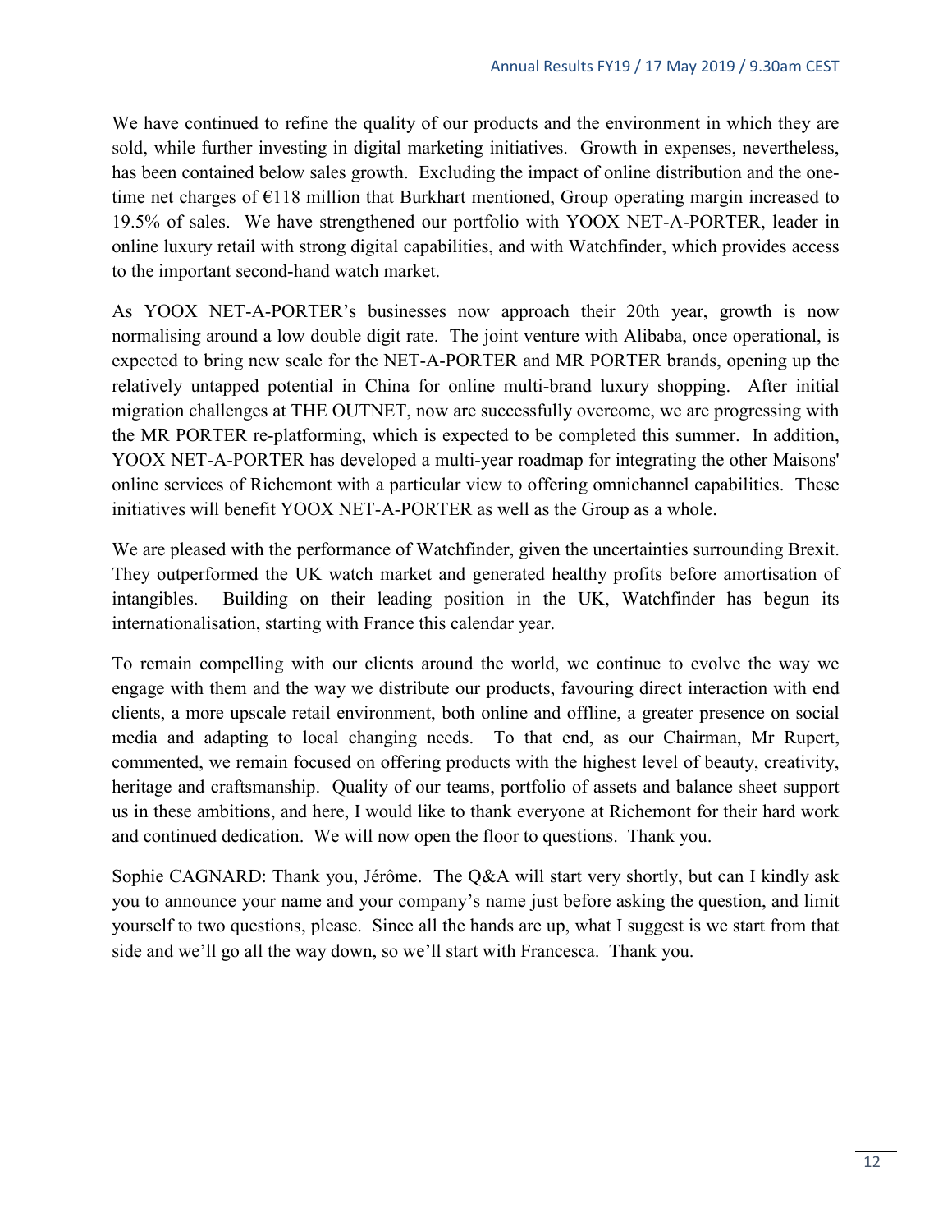We have continued to refine the quality of our products and the environment in which they are sold, while further investing in digital marketing initiatives. Growth in expenses, nevertheless, has been contained below sales growth. Excluding the impact of online distribution and the one-time net charges of €118 million that Burkhart mentioned, Group operating margin increased to 19.5% of sales. We have strengthened our portfolio with YOOX NET-A-PORTER, leader in online luxury retail with strong digital capabilities, and with Watchfinder, which provides access to the important second-hand watch market.

As YOOX NET-A-PORTER's businesses now approach their 20th year, growth is now normalising around a low double digit rate. The joint venture with Alibaba, once operational, is expected to bring new scale for the NET-A-PORTER and MR PORTER brands, opening up the relatively untapped potential in China for online multi-brand luxury shopping. After initial migration challenges at THE OUTNET, now are successfully overcome, we are progressing with the MR PORTER re-platforming, which is expected to be completed this summer. In addition, YOOX NET-A-PORTER has developed a multi-year roadmap for integrating the other Maisons' online services of Richemont with a particular view to offering omnichannel capabilities. These initiatives will benefit YOOX NET-A-PORTER as well as the Group as a whole.

We are pleased with the performance of Watchfinder, given the uncertainties surrounding Brexit. They outperformed the UK watch market and generated healthy profits before amortisation of intangibles. Building on their leading position in the UK, Watchfinder has begun its internationalisation, starting with France this calendar year.

To remain compelling with our clients around the world, we continue to evolve the way we engage with them and the way we distribute our products, favouring direct interaction with end clients, a more upscale retail environment, both online and offline, a greater presence on social media and adapting to local changing needs. To that end, as our Chairman, Mr Rupert, commented, we remain focused on offering products with the highest level of beauty, creativity, heritage and craftsmanship. Quality of our teams, portfolio of assets and balance sheet support us in these ambitions, and here, I would like to thank everyone at Richemont for their hard work and continued dedication. We will now open the floor to questions. Thank you.

Sophie CAGNARD: Thank you, Jérôme. The Q&A will start very shortly, but can I kindly ask you to announce your name and your company's name just before asking the question, and limit yourself to two questions, please. Since all the hands are up, what I suggest is we start from that side and we'll go all the way down, so we'll start with Francesca. Thank you.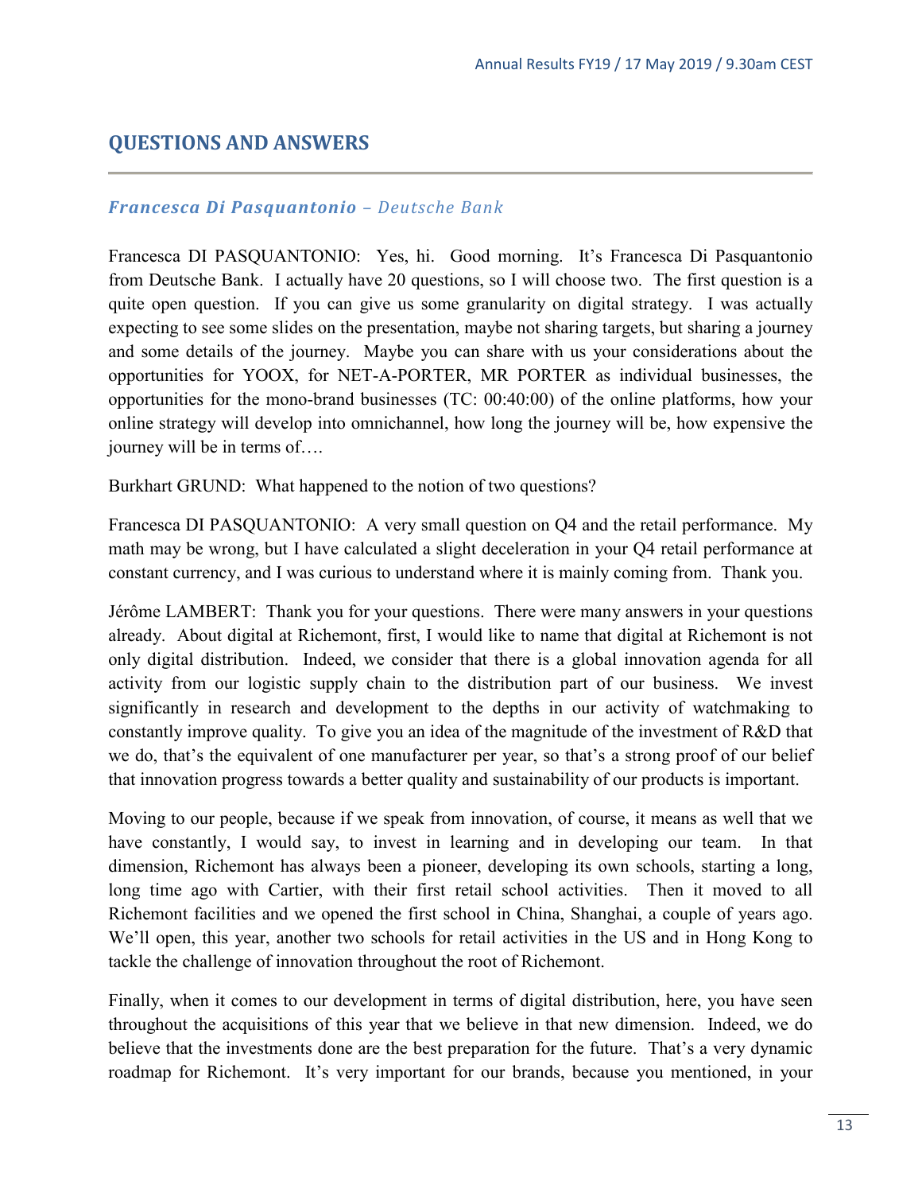## QUESTIONS AND ANSWERS

### *Francesca Di Pasquantonio – Deutsche Bank*

Francesca DI PASQUANTONIO: Yes, hi. Good morning. It's Francesca Di Pasquantonio from Deutsche Bank. I actually have 20 questions, so I will choose two. The first question is a quite open question. If you can give us some granularity on digital strategy. I was actually expecting to see some slides on the presentation, maybe not sharing targets, but sharing a journey and some details of the journey. Maybe you can share with us your considerations about the opportunities for YOOX, for NET-A-PORTER, MR PORTER as individual businesses, the opportunities for the mono-brand businesses (TC: 00:40:00) of the online platforms, how your online strategy will develop into omnichannel, how long the journey will be, how expensive the journey will be in terms of….

Burkhart GRUND: What happened to the notion of two questions?

Francesca DI PASQUANTONIO: A very small question on Q4 and the retail performance. My math may be wrong, but I have calculated a slight deceleration in your Q4 retail performance at constant currency, and I was curious to understand where it is mainly coming from. Thank you.

Jérôme LAMBERT: Thank you for your questions. There were many answers in your questions already. About digital at Richemont, first, I would like to name that digital at Richemont is not only digital distribution. Indeed, we consider that there is a global innovation agenda for all activity from our logistic supply chain to the distribution part of our business. We invest significantly in research and development to the depths in our activity of watchmaking to constantly improve quality. To give you an idea of the magnitude of the investment of R&D that we do, that's the equivalent of one manufacturer per year, so that's a strong proof of our belief that innovation progress towards a better quality and sustainability of our products is important.

Moving to our people, because if we speak from innovation, of course, it means as well that we have constantly, I would say, to invest in learning and in developing our team. In that dimension, Richemont has always been a pioneer, developing its own schools, starting a long, long time ago with Cartier, with their first retail school activities. Then it moved to all Richemont facilities and we opened the first school in China, Shanghai, a couple of years ago. We'll open, this year, another two schools for retail activities in the US and in Hong Kong to tackle the challenge of innovation throughout the root of Richemont.

Finally, when it comes to our development in terms of digital distribution, here, you have seen throughout the acquisitions of this year that we believe in that new dimension. Indeed, we do believe that the investments done are the best preparation for the future. That's a very dynamic roadmap for Richemont. It's very important for our brands, because you mentioned, in your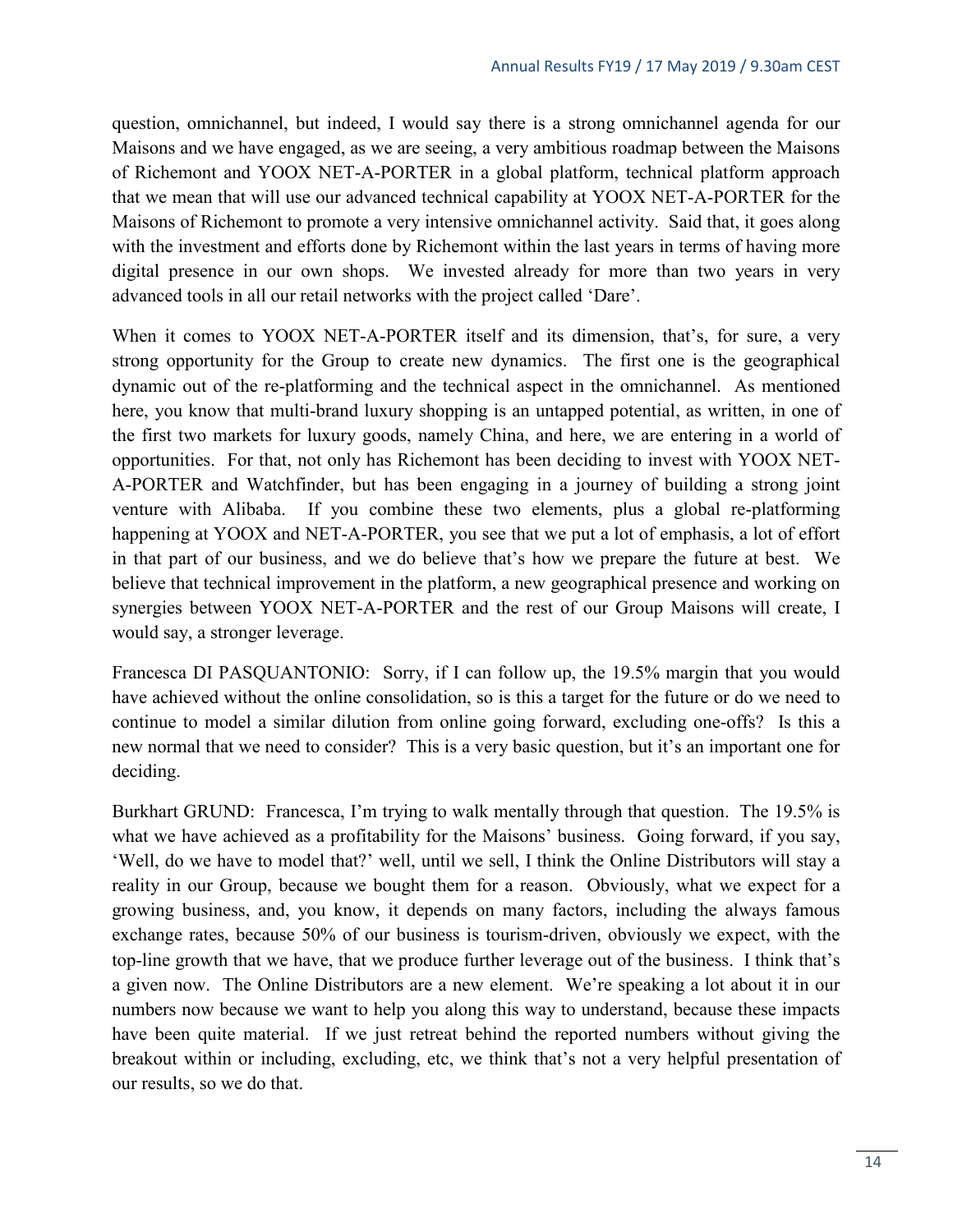question, omnichannel, but indeed, I would say there is a strong omnichannel agenda for our Maisons and we have engaged, as we are seeing, a very ambitious roadmap between the Maisons of Richemont and YOOX NET-A-PORTER in a global platform, technical platform approach that we mean that will use our advanced technical capability at YOOX NET-A-PORTER for the Maisons of Richemont to promote a very intensive omnichannel activity. Said that, it goes along with the investment and efforts done by Richemont within the last years in terms of having more digital presence in our own shops. We invested already for more than two years in very advanced tools in all our retail networks with the project called 'Dare'.

When it comes to YOOX NET-A-PORTER itself and its dimension, that's, for sure, a very strong opportunity for the Group to create new dynamics. The first one is the geographical dynamic out of the re-platforming and the technical aspect in the omnichannel. As mentioned here, you know that multi-brand luxury shopping is an untapped potential, as written, in one of the first two markets for luxury goods, namely China, and here, we are entering in a world of opportunities. For that, not only has Richemont has been deciding to invest with YOOX NET-A-PORTER and Watchfinder, but has been engaging in a journey of building a strong joint venture with Alibaba. If you combine these two elements, plus a global re-platforming happening at YOOX and NET-A-PORTER, you see that we put a lot of emphasis, a lot of effort in that part of our business, and we do believe that's how we prepare the future at best. We believe that technical improvement in the platform, a new geographical presence and working on synergies between YOOX NET-A-PORTER and the rest of our Group Maisons will create, I would say, a stronger leverage.

Francesca DI PASQUANTONIO: Sorry, if I can follow up, the 19.5% margin that you would have achieved without the online consolidation, so is this a target for the future or do we need to continue to model a similar dilution from online going forward, excluding one-offs? Is this a new normal that we need to consider? This is a very basic question, but it's an important one for deciding.

Burkhart GRUND: Francesca, I'm trying to walk mentally through that question. The 19.5% is what we have achieved as a profitability for the Maisons' business. Going forward, if you say, 'Well, do we have to model that?' well, until we sell, I think the Online Distributors will stay a reality in our Group, because we bought them for a reason. Obviously, what we expect for a growing business, and, you know, it depends on many factors, including the always famous exchange rates, because 50% of our business is tourism-driven, obviously we expect, with the top-line growth that we have, that we produce further leverage out of the business. I think that's a given now. The Online Distributors are a new element. We're speaking a lot about it in our numbers now because we want to help you along this way to understand, because these impacts have been quite material. If we just retreat behind the reported numbers without giving the breakout within or including, excluding, etc, we think that's not a very helpful presentation of our results, so we do that.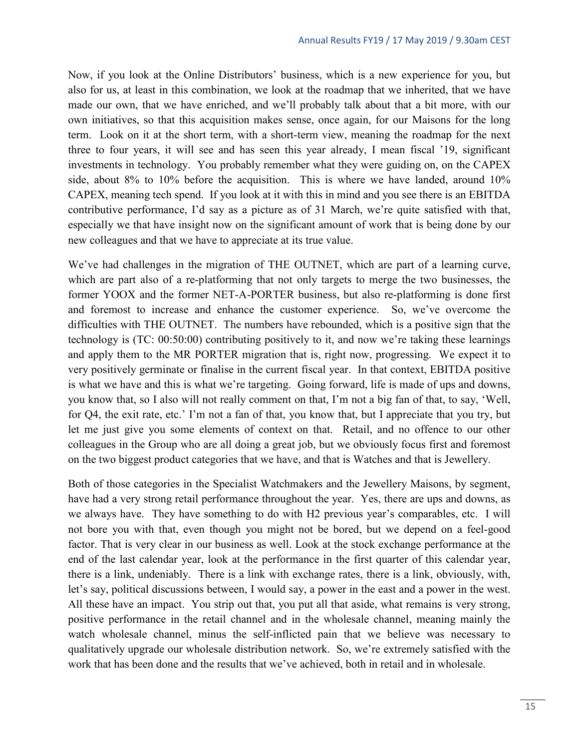Now, if you look at the Online Distributors' business, which is a new experience for you, but also for us, at least in this combination, we look at the roadmap that we inherited, that we have made our own, that we have enriched, and we'll probably talk about that a bit more, with our own initiatives, so that this acquisition makes sense, once again, for our Maisons for the long term. Look on it at the short term, with a short-term view, meaning the roadmap for the next three to four years, it will see and has seen this year already, I mean fiscal '19, significant investments in technology. You probably remember what they were guiding on, on the CAPEX side, about 8% to 10% before the acquisition. This is where we have landed, around 10% CAPEX, meaning tech spend. If you look at it with this in mind and you see there is an EBITDA contributive performance, I'd say as a picture as of 31 March, we're quite satisfied with that, especially we that have insight now on the significant amount of work that is being done by our new colleagues and that we have to appreciate at its true value.

We've had challenges in the migration of THE OUTNET, which are part of a learning curve, which are part also of a re-platforming that not only targets to merge the two businesses, the former YOOX and the former NET-A-PORTER business, but also re-platforming is done first and foremost to increase and enhance the customer experience. So, we've overcome the difficulties with THE OUTNET. The numbers have rebounded, which is a positive sign that the technology is (TC: 00:50:00) contributing positively to it, and now we're taking these learnings and apply them to the MR PORTER migration that is, right now, progressing. We expect it to very positively germinate or finalise in the current fiscal year. In that context, EBITDA positive is what we have and this is what we're targeting. Going forward, life is made of ups and downs, you know that, so I also will not really comment on that, I'm not a big fan of that, to say, 'Well, for Q4, the exit rate, etc.' I'm not a fan of that, you know that, but I appreciate that you try, but let me just give you some elements of context on that. Retail, and no offence to our other colleagues in the Group who are all doing a great job, but we obviously focus first and foremost on the two biggest product categories that we have, and that is Watches and that is Jewellery.

Both of those categories in the Specialist Watchmakers and the Jewellery Maisons, by segment, have had a very strong retail performance throughout the year. Yes, there are ups and downs, as we always have. They have something to do with H2 previous year's comparables, etc. I will not bore you with that, even though you might not be bored, but we depend on a feel-good factor. That is very clear in our business as well. Look at the stock exchange performance at the end of the last calendar year, look at the performance in the first quarter of this calendar year, there is a link, undeniably. There is a link with exchange rates, there is a link, obviously, with, let's say, political discussions between, I would say, a power in the east and a power in the west. All these have an impact. You strip out that, you put all that aside, what remains is very strong, positive performance in the retail channel and in the wholesale channel, meaning mainly the watch wholesale channel, minus the self-inflicted pain that we believe was necessary to qualitatively upgrade our wholesale distribution network. So, we're extremely satisfied with the work that has been done and the results that we've achieved, both in retail and in wholesale.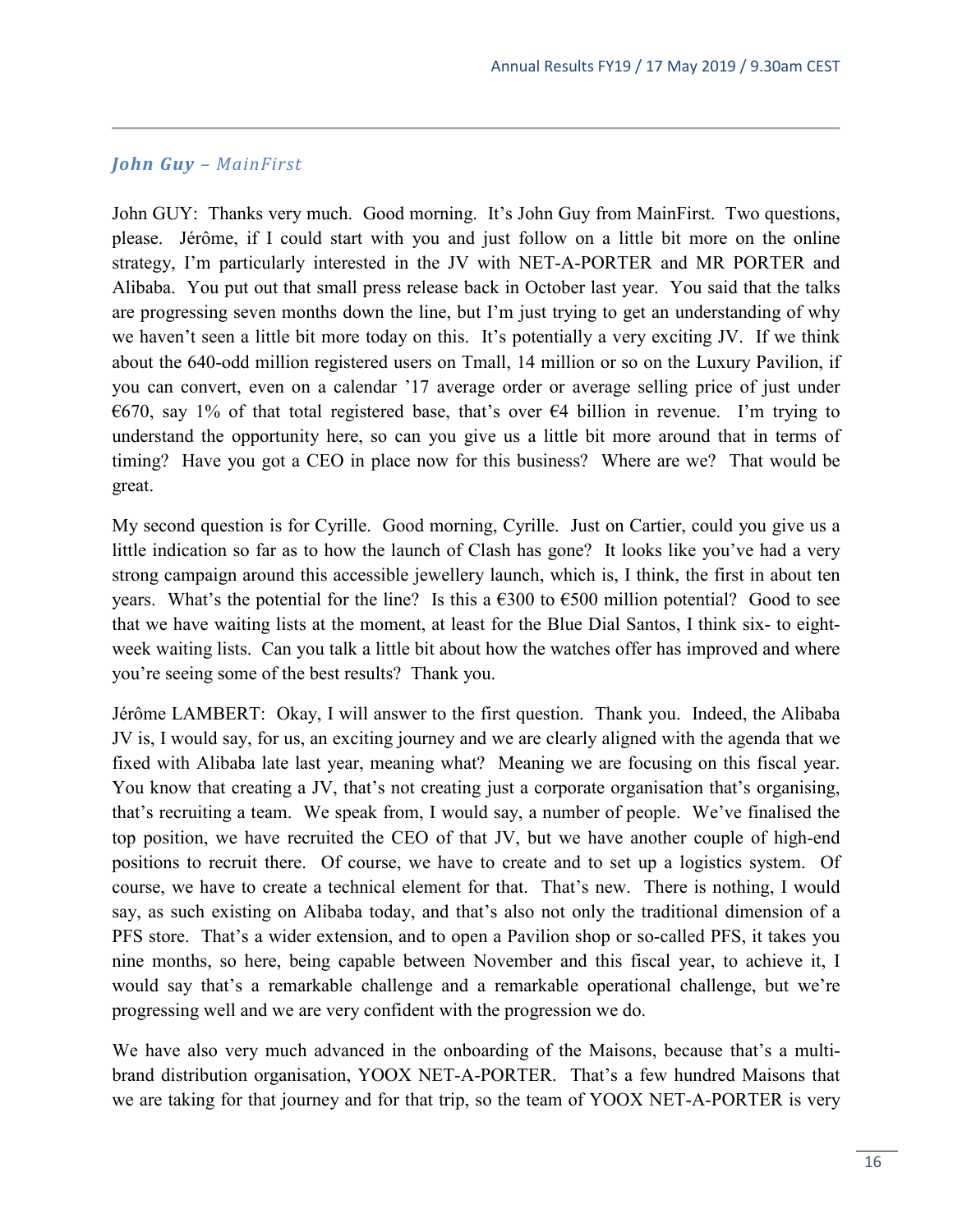### *John Guy – MainFirst*

John GUY: Thanks very much. Good morning. It's John Guy from MainFirst. Two questions, please. Jérôme, if I could start with you and just follow on a little bit more on the online strategy, I'm particularly interested in the JV with NET-A-PORTER and MR PORTER and Alibaba. You put out that small press release back in October last year. You said that the talks are progressing seven months down the line, but I'm just trying to get an understanding of why we haven't seen a little bit more today on this. It's potentially a very exciting JV. If we think about the 640-odd million registered users on Tmall, 14 million or so on the Luxury Pavilion, if you can convert, even on a calendar '17 average order or average selling price of just under €670, say 1% of that total registered base, that's over €4 billion in revenue. I'm trying to understand the opportunity here, so can you give us a little bit more around that in terms of timing? Have you got a CEO in place now for this business? Where are we? That would be great.

My second question is for Cyrille. Good morning, Cyrille. Just on Cartier, could you give us a little indication so far as to how the launch of Clash has gone? It looks like you've had a very strong campaign around this accessible jewellery launch, which is, I think, the first in about ten years. What's the potential for the line? Is this a €300 to €500 million potential? Good to see that we have waiting lists at the moment, at least for the Blue Dial Santos, I think six- to eight-week waiting lists. Can you talk a little bit about how the watches offer has improved and where you're seeing some of the best results? Thank you.

Jérôme LAMBERT: Okay, I will answer to the first question. Thank you. Indeed, the Alibaba JV is, I would say, for us, an exciting journey and we are clearly aligned with the agenda that we fixed with Alibaba late last year, meaning what? Meaning we are focusing on this fiscal year. You know that creating a JV, that's not creating just a corporate organisation that's organising, that's recruiting a team. We speak from, I would say, a number of people. We've finalised the top position, we have recruited the CEO of that JV, but we have another couple of high-end positions to recruit there. Of course, we have to create and to set up a logistics system. Of course, we have to create a technical element for that. That's new. There is nothing, I would say, as such existing on Alibaba today, and that's also not only the traditional dimension of a PFS store. That's a wider extension, and to open a Pavilion shop or so-called PFS, it takes you nine months, so here, being capable between November and this fiscal year, to achieve it, I would say that's a remarkable challenge and a remarkable operational challenge, but we're progressing well and we are very confident with the progression we do.

We have also very much advanced in the onboarding of the Maisons, because that's a multi-brand distribution organisation, YOOX NET-A-PORTER. That's a few hundred Maisons that we are taking for that journey and for that trip, so the team of YOOX NET-A-PORTER is very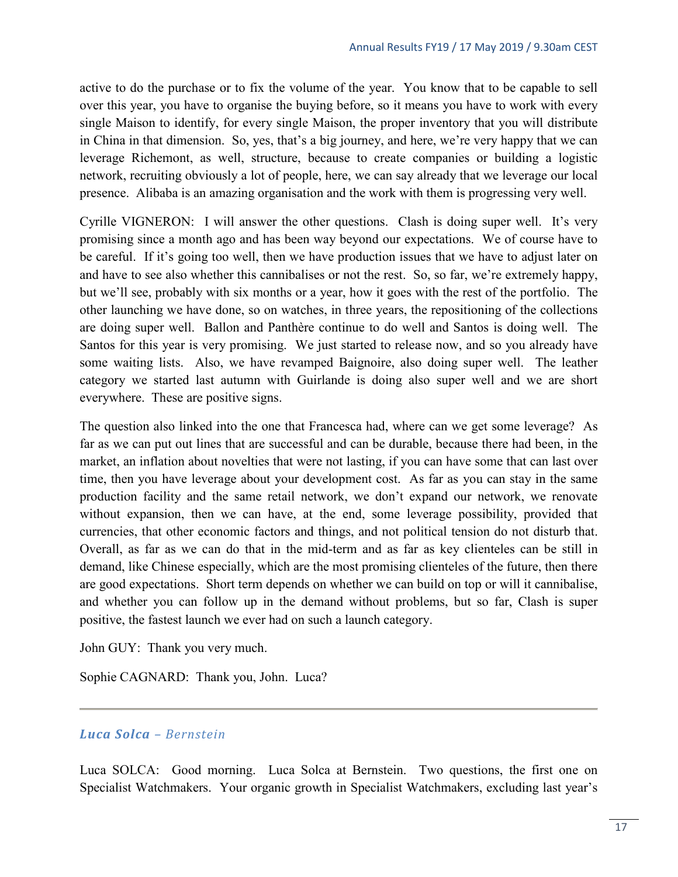active to do the purchase or to fix the volume of the year. You know that to be capable to sell over this year, you have to organise the buying before, so it means you have to work with every single Maison to identify, for every single Maison, the proper inventory that you will distribute in China in that dimension. So, yes, that's a big journey, and here, we're very happy that we can leverage Richemont, as well, structure, because to create companies or building a logistic network, recruiting obviously a lot of people, here, we can say already that we leverage our local presence. Alibaba is an amazing organisation and the work with them is progressing very well.

Cyrille VIGNERON: I will answer the other questions. Clash is doing super well. It's very promising since a month ago and has been way beyond our expectations. We of course have to be careful. If it's going too well, then we have production issues that we have to adjust later on and have to see also whether this cannibalises or not the rest. So, so far, we're extremely happy, but we'll see, probably with six months or a year, how it goes with the rest of the portfolio. The other launching we have done, so on watches, in three years, the repositioning of the collections are doing super well. Ballon and Panthère continue to do well and Santos is doing well. The Santos for this year is very promising. We just started to release now, and so you already have some waiting lists. Also, we have revamped Baignoire, also doing super well. The leather category we started last autumn with Guirlande is doing also super well and we are short everywhere. These are positive signs.

The question also linked into the one that Francesca had, where can we get some leverage? As far as we can put out lines that are successful and can be durable, because there had been, in the market, an inflation about novelties that were not lasting, if you can have some that can last over time, then you have leverage about your development cost. As far as you can stay in the same production facility and the same retail network, we don't expand our network, we renovate without expansion, then we can have, at the end, some leverage possibility, provided that currencies, that other economic factors and things, and not political tension do not disturb that. Overall, as far as we can do that in the mid-term and as far as key clienteles can be still in demand, like Chinese especially, which are the most promising clienteles of the future, then there are good expectations. Short term depends on whether we can build on top or will it cannibalise, and whether you can follow up in the demand without problems, but so far, Clash is super positive, the fastest launch we ever had on such a launch category.

John GUY: Thank you very much.

Sophie CAGNARD: Thank you, John. Luca?

---

### *Luca Solca – Bernstein*

Luca SOLCA: Good morning. Luca Solca at Bernstein. Two questions, the first one on Specialist Watchmakers. Your organic growth in Specialist Watchmakers, excluding last year's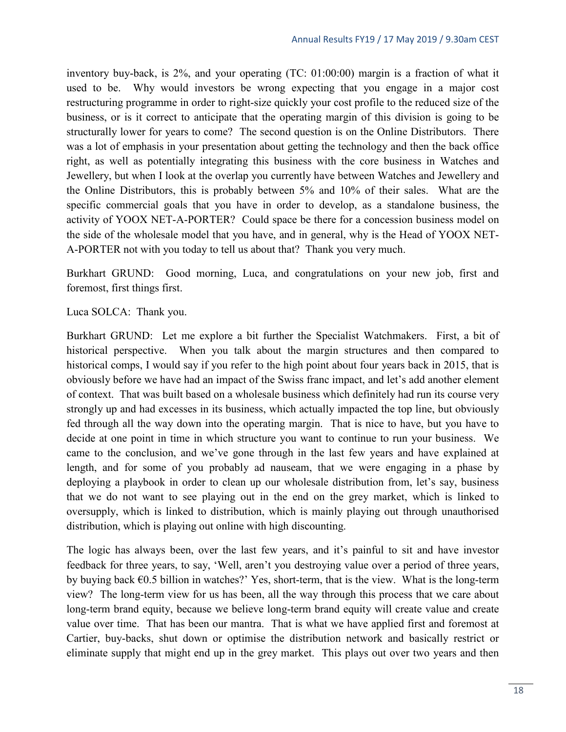inventory buy-back, is 2%, and your operating (TC: 01:00:00) margin is a fraction of what it used to be. Why would investors be wrong expecting that you engage in a major cost restructuring programme in order to right-size quickly your cost profile to the reduced size of the business, or is it correct to anticipate that the operating margin of this division is going to be structurally lower for years to come? The second question is on the Online Distributors. There was a lot of emphasis in your presentation about getting the technology and then the back office right, as well as potentially integrating this business with the core business in Watches and Jewellery, but when I look at the overlap you currently have between Watches and Jewellery and the Online Distributors, this is probably between 5% and 10% of their sales. What are the specific commercial goals that you have in order to develop, as a standalone business, the activity of YOOX NET-A-PORTER? Could space be there for a concession business model on the side of the wholesale model that you have, and in general, why is the Head of YOOX NET-A-PORTER not with you today to tell us about that? Thank you very much.

Burkhart GRUND: Good morning, Luca, and congratulations on your new job, first and foremost, first things first.

Luca SOLCA: Thank you.

Burkhart GRUND: Let me explore a bit further the Specialist Watchmakers. First, a bit of historical perspective. When you talk about the margin structures and then compared to historical comps, I would say if you refer to the high point about four years back in 2015, that is obviously before we have had an impact of the Swiss franc impact, and let's add another element of context. That was built based on a wholesale business which definitely had run its course very strongly up and had excesses in its business, which actually impacted the top line, but obviously fed through all the way down into the operating margin. That is nice to have, but you have to decide at one point in time in which structure you want to continue to run your business. We came to the conclusion, and we've gone through in the last few years and have explained at length, and for some of you probably ad nauseam, that we were engaging in a phase by deploying a playbook in order to clean up our wholesale distribution from, let's say, business that we do not want to see playing out in the end on the grey market, which is linked to oversupply, which is linked to distribution, which is mainly playing out through unauthorised distribution, which is playing out online with high discounting.

The logic has always been, over the last few years, and it's painful to sit and have investor feedback for three years, to say, 'Well, aren't you destroying value over a period of three years, by buying back €0.5 billion in watches?' Yes, short-term, that is the view. What is the long-term view? The long-term view for us has been, all the way through this process that we care about long-term brand equity, because we believe long-term brand equity will create value and create value over time. That has been our mantra. That is what we have applied first and foremost at Cartier, buy-backs, shut down or optimise the distribution network and basically restrict or eliminate supply that might end up in the grey market. This plays out over two years and then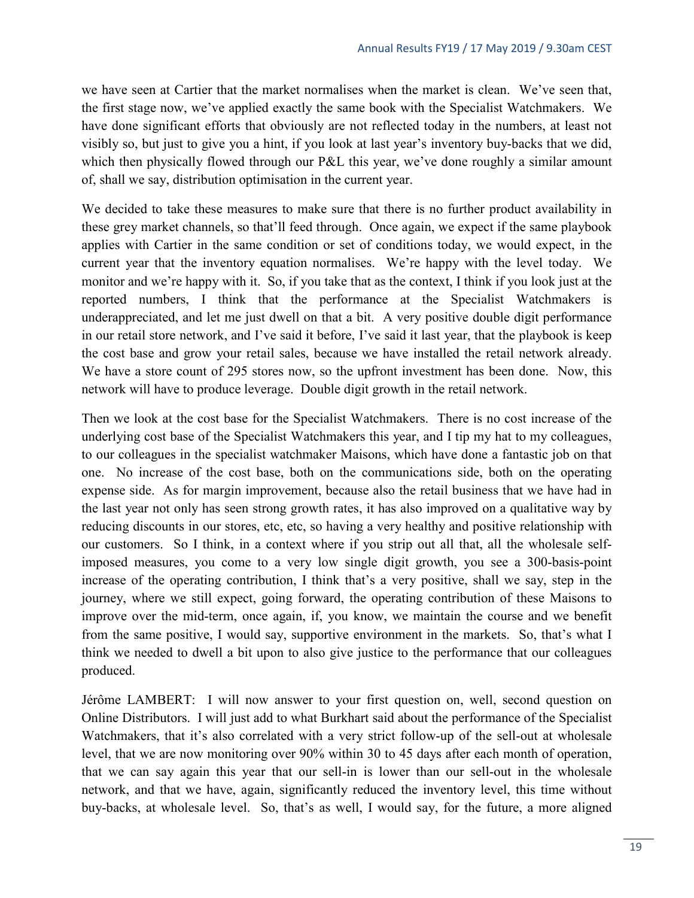we have seen at Cartier that the market normalises when the market is clean. We've seen that, the first stage now, we've applied exactly the same book with the Specialist Watchmakers. We have done significant efforts that obviously are not reflected today in the numbers, at least not visibly so, but just to give you a hint, if you look at last year's inventory buy-backs that we did, which then physically flowed through our P&L this year, we've done roughly a similar amount of, shall we say, distribution optimisation in the current year.

We decided to take these measures to make sure that there is no further product availability in these grey market channels, so that'll feed through. Once again, we expect if the same playbook applies with Cartier in the same condition or set of conditions today, we would expect, in the current year that the inventory equation normalises. We're happy with the level today. We monitor and we're happy with it. So, if you take that as the context, I think if you look just at the reported numbers, I think that the performance at the Specialist Watchmakers is underappreciated, and let me just dwell on that a bit. A very positive double digit performance in our retail store network, and I've said it before, I've said it last year, that the playbook is keep the cost base and grow your retail sales, because we have installed the retail network already. We have a store count of 295 stores now, so the upfront investment has been done. Now, this network will have to produce leverage. Double digit growth in the retail network.

Then we look at the cost base for the Specialist Watchmakers. There is no cost increase of the underlying cost base of the Specialist Watchmakers this year, and I tip my hat to my colleagues, to our colleagues in the specialist watchmaker Maisons, which have done a fantastic job on that one. No increase of the cost base, both on the communications side, both on the operating expense side. As for margin improvement, because also the retail business that we have had in the last year not only has seen strong growth rates, it has also improved on a qualitative way by reducing discounts in our stores, etc, etc, so having a very healthy and positive relationship with our customers. So I think, in a context where if you strip out all that, all the wholesale self-imposed measures, you come to a very low single digit growth, you see a 300-basis-point increase of the operating contribution, I think that's a very positive, shall we say, step in the journey, where we still expect, going forward, the operating contribution of these Maisons to improve over the mid-term, once again, if, you know, we maintain the course and we benefit from the same positive, I would say, supportive environment in the markets. So, that's what I think we needed to dwell a bit upon to also give justice to the performance that our colleagues produced.

Jérôme LAMBERT: I will now answer to your first question on, well, second question on Online Distributors. I will just add to what Burkhart said about the performance of the Specialist Watchmakers, that it's also correlated with a very strict follow-up of the sell-out at wholesale level, that we are now monitoring over 90% within 30 to 45 days after each month of operation, that we can say again this year that our sell-in is lower than our sell-out in the wholesale network, and that we have, again, significantly reduced the inventory level, this time without buy-backs, at wholesale level. So, that's as well, I would say, for the future, a more aligned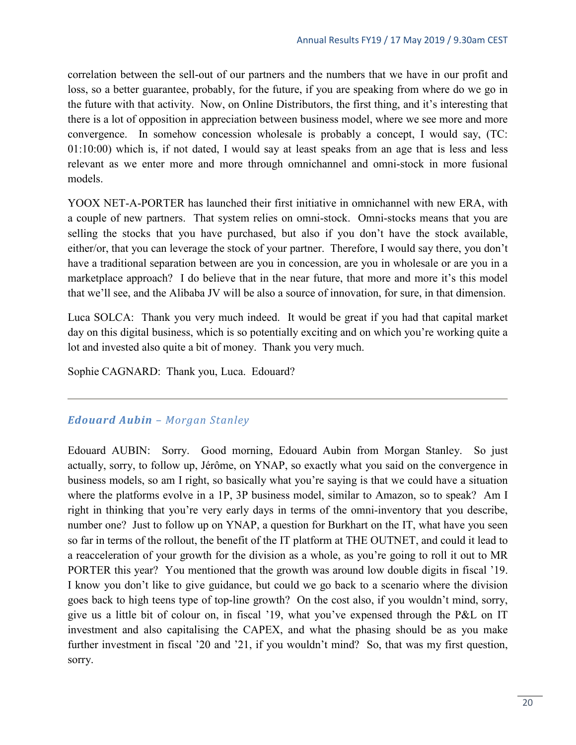correlation between the sell-out of our partners and the numbers that we have in our profit and loss, so a better guarantee, probably, for the future, if you are speaking from where do we go in the future with that activity. Now, on Online Distributors, the first thing, and it's interesting that there is a lot of opposition in appreciation between business model, where we see more and more convergence. In somehow concession wholesale is probably a concept, I would say, (TC: 01:10:00) which is, if not dated, I would say at least speaks from an age that is less and less relevant as we enter more and more through omnichannel and omni-stock in more fusional models.

YOOX NET-A-PORTER has launched their first initiative in omnichannel with new ERA, with a couple of new partners. That system relies on omni-stock. Omni-stocks means that you are selling the stocks that you have purchased, but also if you don't have the stock available, either/or, that you can leverage the stock of your partner. Therefore, I would say there, you don't have a traditional separation between are you in concession, are you in wholesale or are you in a marketplace approach? I do believe that in the near future, that more and more it's this model that we'll see, and the Alibaba JV will be also a source of innovation, for sure, in that dimension.

Luca SOLCA: Thank you very much indeed. It would be great if you had that capital market day on this digital business, which is so potentially exciting and on which you're working quite a lot and invested also quite a bit of money. Thank you very much.

Sophie CAGNARD: Thank you, Luca. Edouard?

---

### *Edouard Aubin – Morgan Stanley*

Edouard AUBIN: Sorry. Good morning, Edouard Aubin from Morgan Stanley. So just actually, sorry, to follow up, Jérôme, on YNAP, so exactly what you said on the convergence in business models, so am I right, so basically what you're saying is that we could have a situation where the platforms evolve in a 1P, 3P business model, similar to Amazon, so to speak? Am I right in thinking that you're very early days in terms of the omni-inventory that you describe, number one? Just to follow up on YNAP, a question for Burkhart on the IT, what have you seen so far in terms of the rollout, the benefit of the IT platform at THE OUTNET, and could it lead to a reacceleration of your growth for the division as a whole, as you're going to roll it out to MR PORTER this year? You mentioned that the growth was around low double digits in fiscal '19. I know you don't like to give guidance, but could we go back to a scenario where the division goes back to high teens type of top-line growth? On the cost also, if you wouldn't mind, sorry, give us a little bit of colour on, in fiscal '19, what you've expensed through the P&L on IT investment and also capitalising the CAPEX, and what the phasing should be as you make further investment in fiscal '20 and '21, if you wouldn't mind? So, that was my first question, sorry.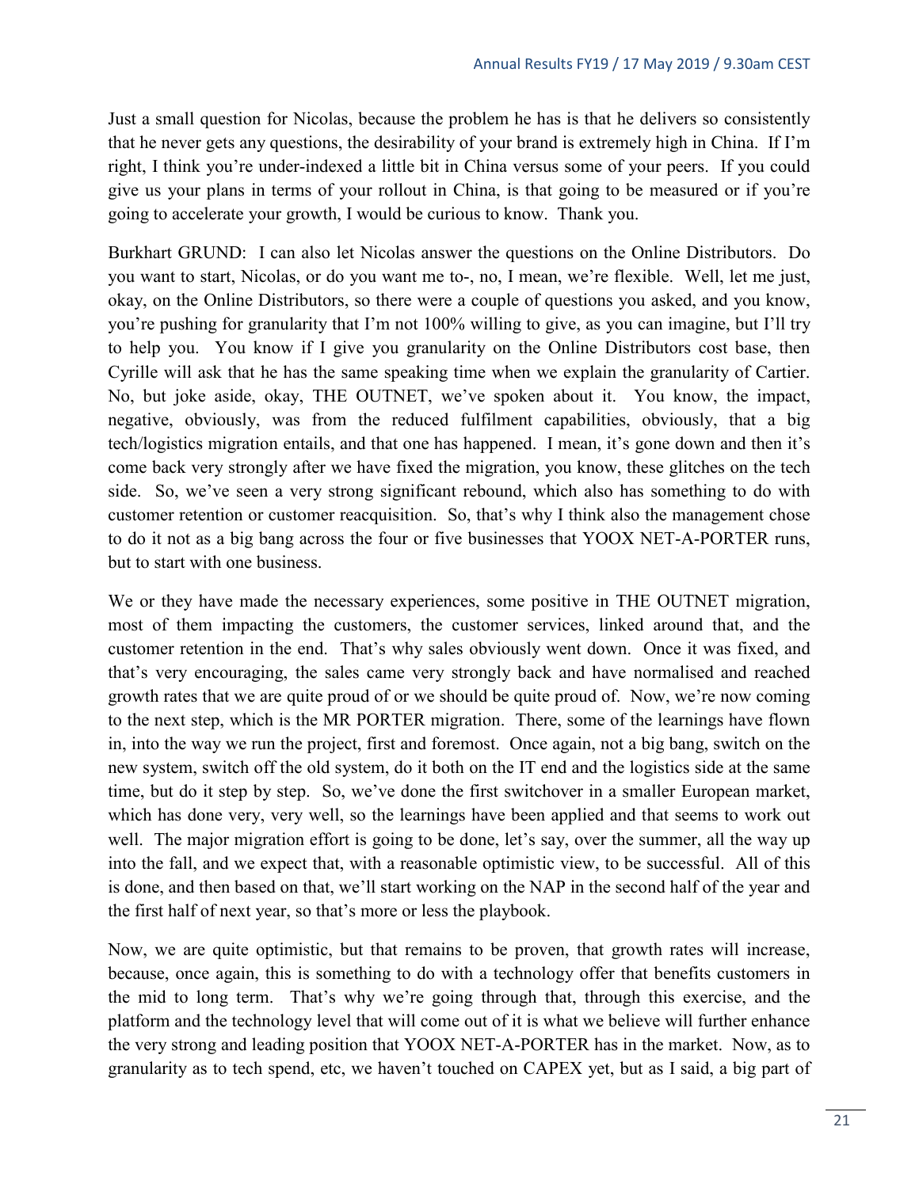Just a small question for Nicolas, because the problem he has is that he delivers so consistently that he never gets any questions, the desirability of your brand is extremely high in China. If I'm right, I think you're under-indexed a little bit in China versus some of your peers. If you could give us your plans in terms of your rollout in China, is that going to be measured or if you're going to accelerate your growth, I would be curious to know. Thank you.

Burkhart GRUND: I can also let Nicolas answer the questions on the Online Distributors. Do you want to start, Nicolas, or do you want me to-, no, I mean, we're flexible. Well, let me just, okay, on the Online Distributors, so there were a couple of questions you asked, and you know, you're pushing for granularity that I'm not 100% willing to give, as you can imagine, but I'll try to help you. You know if I give you granularity on the Online Distributors cost base, then Cyrille will ask that he has the same speaking time when we explain the granularity of Cartier. No, but joke aside, okay, THE OUTNET, we've spoken about it. You know, the impact, negative, obviously, was from the reduced fulfilment capabilities, obviously, that a big tech/logistics migration entails, and that one has happened. I mean, it's gone down and then it's come back very strongly after we have fixed the migration, you know, these glitches on the tech side. So, we've seen a very strong significant rebound, which also has something to do with customer retention or customer reacquisition. So, that's why I think also the management chose to do it not as a big bang across the four or five businesses that YOOX NET-A-PORTER runs, but to start with one business.

We or they have made the necessary experiences, some positive in THE OUTNET migration, most of them impacting the customers, the customer services, linked around that, and the customer retention in the end. That's why sales obviously went down. Once it was fixed, and that's very encouraging, the sales came very strongly back and have normalised and reached growth rates that we are quite proud of or we should be quite proud of. Now, we're now coming to the next step, which is the MR PORTER migration. There, some of the learnings have flown in, into the way we run the project, first and foremost. Once again, not a big bang, switch on the new system, switch off the old system, do it both on the IT end and the logistics side at the same time, but do it step by step. So, we've done the first switchover in a smaller European market, which has done very, very well, so the learnings have been applied and that seems to work out well. The major migration effort is going to be done, let's say, over the summer, all the way up into the fall, and we expect that, with a reasonable optimistic view, to be successful. All of this is done, and then based on that, we'll start working on the NAP in the second half of the year and the first half of next year, so that's more or less the playbook.

Now, we are quite optimistic, but that remains to be proven, that growth rates will increase, because, once again, this is something to do with a technology offer that benefits customers in the mid to long term. That's why we're going through that, through this exercise, and the platform and the technology level that will come out of it is what we believe will further enhance the very strong and leading position that YOOX NET-A-PORTER has in the market. Now, as to granularity as to tech spend, etc, we haven't touched on CAPEX yet, but as I said, a big part of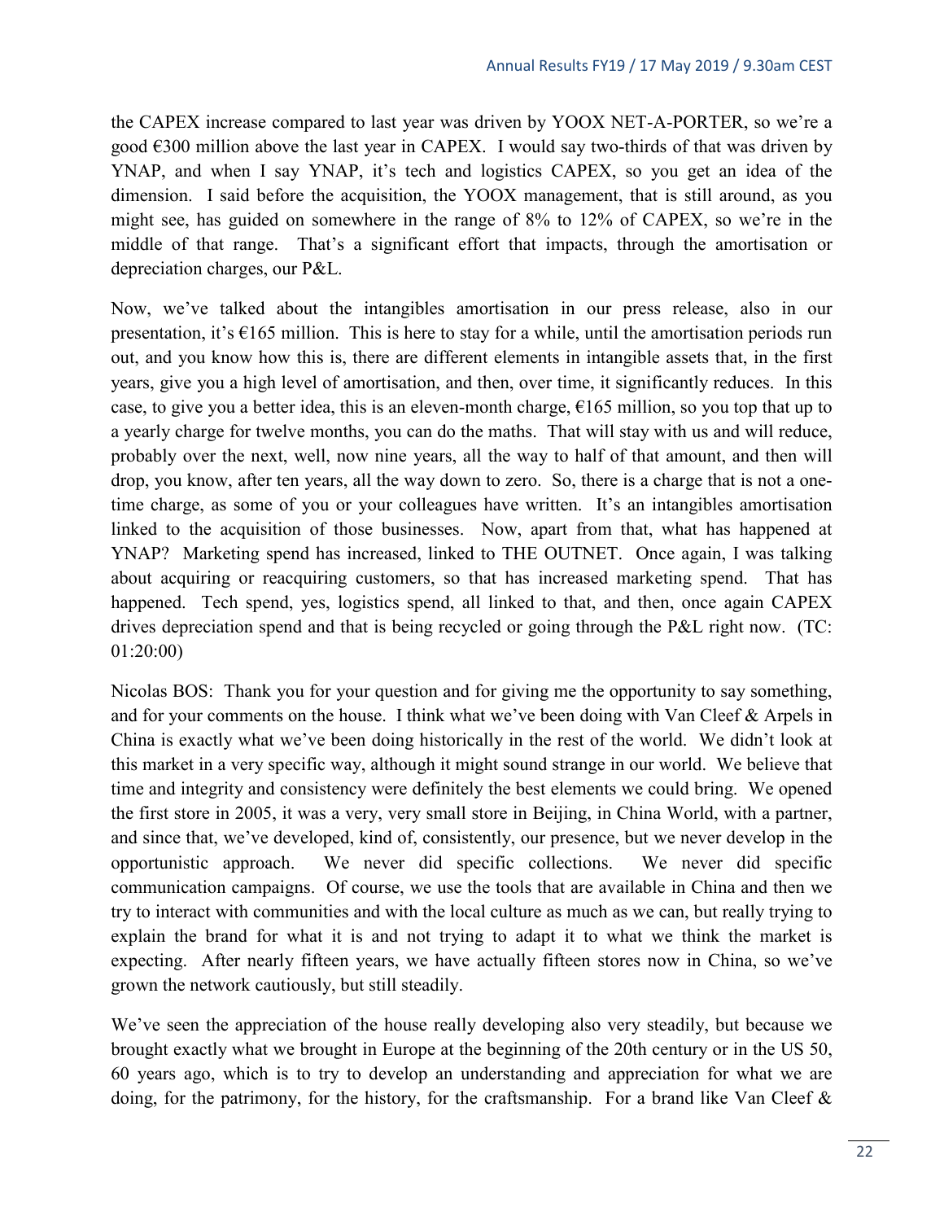the CAPEX increase compared to last year was driven by YOOX NET-A-PORTER, so we're a good €300 million above the last year in CAPEX. I would say two-thirds of that was driven by YNAP, and when I say YNAP, it's tech and logistics CAPEX, so you get an idea of the dimension. I said before the acquisition, the YOOX management, that is still around, as you might see, has guided on somewhere in the range of 8% to 12% of CAPEX, so we're in the middle of that range. That's a significant effort that impacts, through the amortisation or depreciation charges, our P&L.

Now, we've talked about the intangibles amortisation in our press release, also in our presentation, it's €165 million. This is here to stay for a while, until the amortisation periods run out, and you know how this is, there are different elements in intangible assets that, in the first years, give you a high level of amortisation, and then, over time, it significantly reduces. In this case, to give you a better idea, this is an eleven-month charge, €165 million, so you top that up to a yearly charge for twelve months, you can do the maths. That will stay with us and will reduce, probably over the next, well, now nine years, all the way to half of that amount, and then will drop, you know, after ten years, all the way down to zero. So, there is a charge that is not a one-time charge, as some of you or your colleagues have written. It's an intangibles amortisation linked to the acquisition of those businesses. Now, apart from that, what has happened at YNAP? Marketing spend has increased, linked to THE OUTNET. Once again, I was talking about acquiring or reacquiring customers, so that has increased marketing spend. That has happened. Tech spend, yes, logistics spend, all linked to that, and then, once again CAPEX drives depreciation spend and that is being recycled or going through the P&L right now. (TC: 01:20:00)

Nicolas BOS: Thank you for your question and for giving me the opportunity to say something, and for your comments on the house. I think what we've been doing with Van Cleef & Arpels in China is exactly what we've been doing historically in the rest of the world. We didn't look at this market in a very specific way, although it might sound strange in our world. We believe that time and integrity and consistency were definitely the best elements we could bring. We opened the first store in 2005, it was a very, very small store in Beijing, in China World, with a partner, and since that, we've developed, kind of, consistently, our presence, but we never develop in the opportunistic approach. We never did specific collections. We never did specific communication campaigns. Of course, we use the tools that are available in China and then we try to interact with communities and with the local culture as much as we can, but really trying to explain the brand for what it is and not trying to adapt it to what we think the market is expecting. After nearly fifteen years, we have actually fifteen stores now in China, so we've grown the network cautiously, but still steadily.

We've seen the appreciation of the house really developing also very steadily, but because we brought exactly what we brought in Europe at the beginning of the 20th century or in the US 50, 60 years ago, which is to try to develop an understanding and appreciation for what we are doing, for the patrimony, for the history, for the craftsmanship. For a brand like Van Cleef &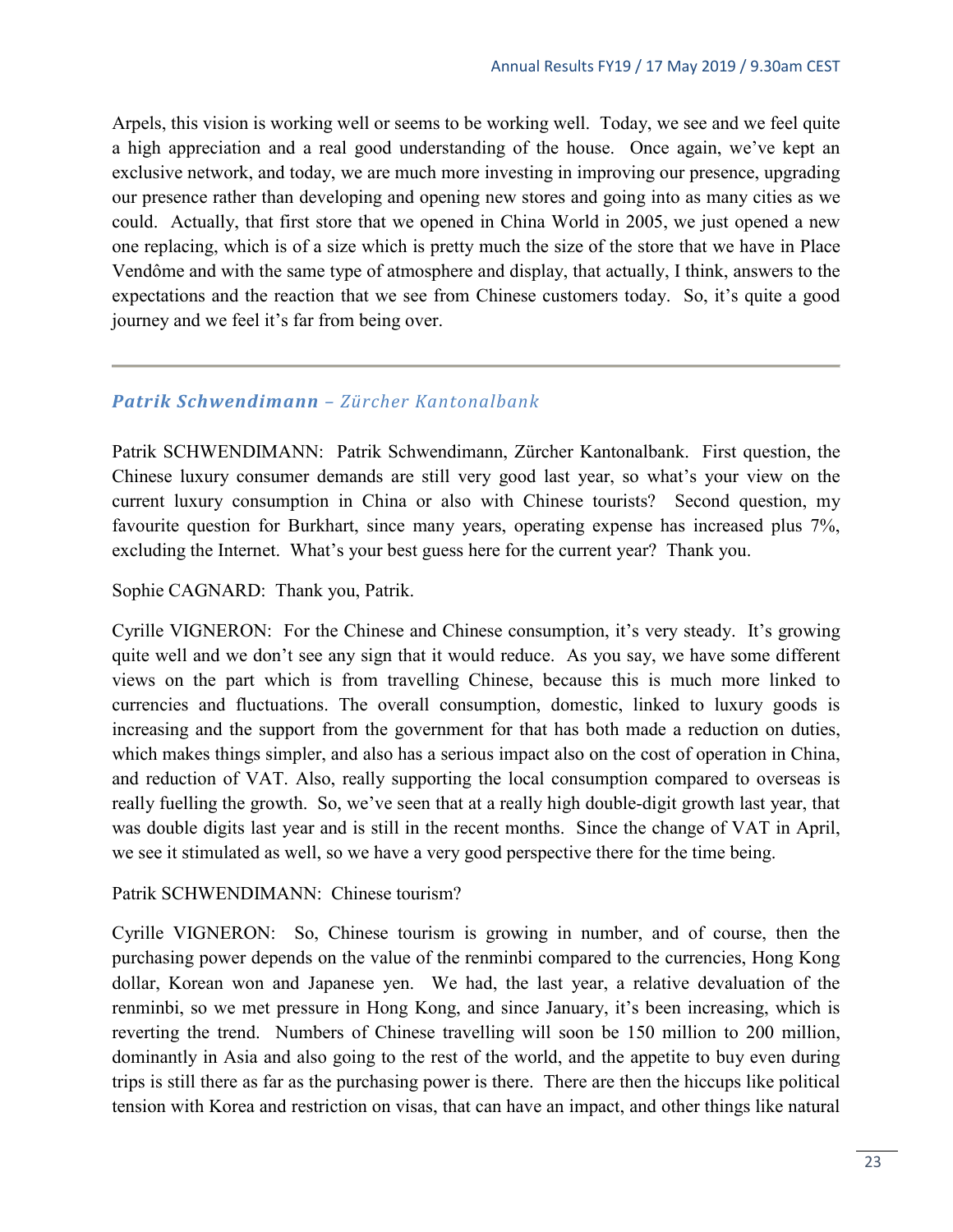Arpels, this vision is working well or seems to be working well. Today, we see and we feel quite a high appreciation and a real good understanding of the house. Once again, we've kept an exclusive network, and today, we are much more investing in improving our presence, upgrading our presence rather than developing and opening new stores and going into as many cities as we could. Actually, that first store that we opened in China World in 2005, we just opened a new one replacing, which is of a size which is pretty much the size of the store that we have in Place Vendôme and with the same type of atmosphere and display, that actually, I think, answers to the expectations and the reaction that we see from Chinese customers today. So, it's quite a good journey and we feel it's far from being over.

---

### ***Patrik Schwendimann** – Zürcher Kantonalbank*

Patrik SCHWENDIMANN: Patrik Schwendimann, Zürcher Kantonalbank. First question, the Chinese luxury consumer demands are still very good last year, so what's your view on the current luxury consumption in China or also with Chinese tourists? Second question, my favourite question for Burkhart, since many years, operating expense has increased plus 7%, excluding the Internet. What's your best guess here for the current year? Thank you.

Sophie CAGNARD: Thank you, Patrik.

Cyrille VIGNERON: For the Chinese and Chinese consumption, it's very steady. It's growing quite well and we don't see any sign that it would reduce. As you say, we have some different views on the part which is from travelling Chinese, because this is much more linked to currencies and fluctuations. The overall consumption, domestic, linked to luxury goods is increasing and the support from the government for that has both made a reduction on duties, which makes things simpler, and also has a serious impact also on the cost of operation in China, and reduction of VAT. Also, really supporting the local consumption compared to overseas is really fuelling the growth. So, we've seen that at a really high double-digit growth last year, that was double digits last year and is still in the recent months. Since the change of VAT in April, we see it stimulated as well, so we have a very good perspective there for the time being.

Patrik SCHWENDIMANN: Chinese tourism?

Cyrille VIGNERON: So, Chinese tourism is growing in number, and of course, then the purchasing power depends on the value of the renminbi compared to the currencies, Hong Kong dollar, Korean won and Japanese yen. We had, the last year, a relative devaluation of the renminbi, so we met pressure in Hong Kong, and since January, it's been increasing, which is reverting the trend. Numbers of Chinese travelling will soon be 150 million to 200 million, dominantly in Asia and also going to the rest of the world, and the appetite to buy even during trips is still there as far as the purchasing power is there. There are then the hiccups like political tension with Korea and restriction on visas, that can have an impact, and other things like natural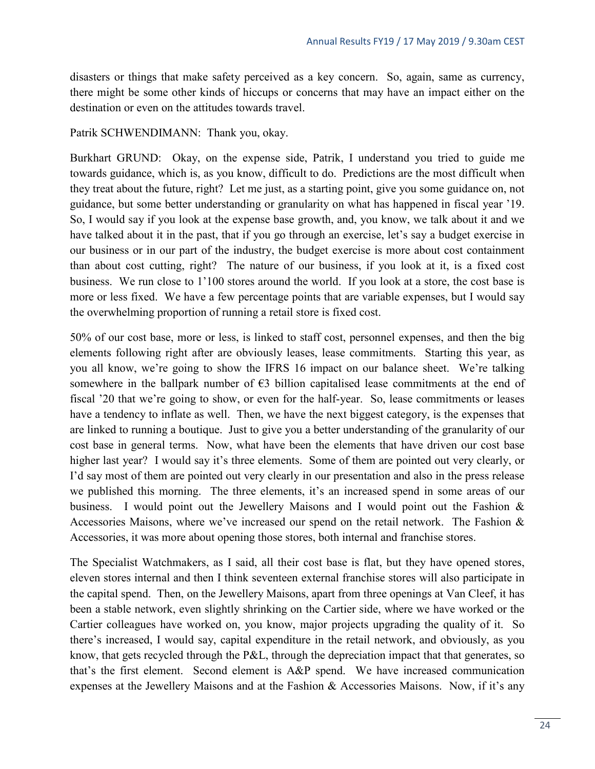disasters or things that make safety perceived as a key concern. So, again, same as currency, there might be some other kinds of hiccups or concerns that may have an impact either on the destination or even on the attitudes towards travel.

Patrik SCHWENDIMANN: Thank you, okay.

Burkhart GRUND: Okay, on the expense side, Patrik, I understand you tried to guide me towards guidance, which is, as you know, difficult to do. Predictions are the most difficult when they treat about the future, right? Let me just, as a starting point, give you some guidance on, not guidance, but some better understanding or granularity on what has happened in fiscal year '19. So, I would say if you look at the expense base growth, and, you know, we talk about it and we have talked about it in the past, that if you go through an exercise, let's say a budget exercise in our business or in our part of the industry, the budget exercise is more about cost containment than about cost cutting, right? The nature of our business, if you look at it, is a fixed cost business. We run close to 1'100 stores around the world. If you look at a store, the cost base is more or less fixed. We have a few percentage points that are variable expenses, but I would say the overwhelming proportion of running a retail store is fixed cost.

50% of our cost base, more or less, is linked to staff cost, personnel expenses, and then the big elements following right after are obviously leases, lease commitments. Starting this year, as you all know, we're going to show the IFRS 16 impact on our balance sheet. We're talking somewhere in the ballpark number of €3 billion capitalised lease commitments at the end of fiscal '20 that we're going to show, or even for the half-year. So, lease commitments or leases have a tendency to inflate as well. Then, we have the next biggest category, is the expenses that are linked to running a boutique. Just to give you a better understanding of the granularity of our cost base in general terms. Now, what have been the elements that have driven our cost base higher last year? I would say it's three elements. Some of them are pointed out very clearly, or I'd say most of them are pointed out very clearly in our presentation and also in the press release we published this morning. The three elements, it's an increased spend in some areas of our business. I would point out the Jewellery Maisons and I would point out the Fashion & Accessories Maisons, where we've increased our spend on the retail network. The Fashion & Accessories, it was more about opening those stores, both internal and franchise stores.

The Specialist Watchmakers, as I said, all their cost base is flat, but they have opened stores, eleven stores internal and then I think seventeen external franchise stores will also participate in the capital spend. Then, on the Jewellery Maisons, apart from three openings at Van Cleef, it has been a stable network, even slightly shrinking on the Cartier side, where we have worked or the Cartier colleagues have worked on, you know, major projects upgrading the quality of it. So there's increased, I would say, capital expenditure in the retail network, and obviously, as you know, that gets recycled through the P&L, through the depreciation impact that that generates, so that's the first element. Second element is A&P spend. We have increased communication expenses at the Jewellery Maisons and at the Fashion & Accessories Maisons. Now, if it's any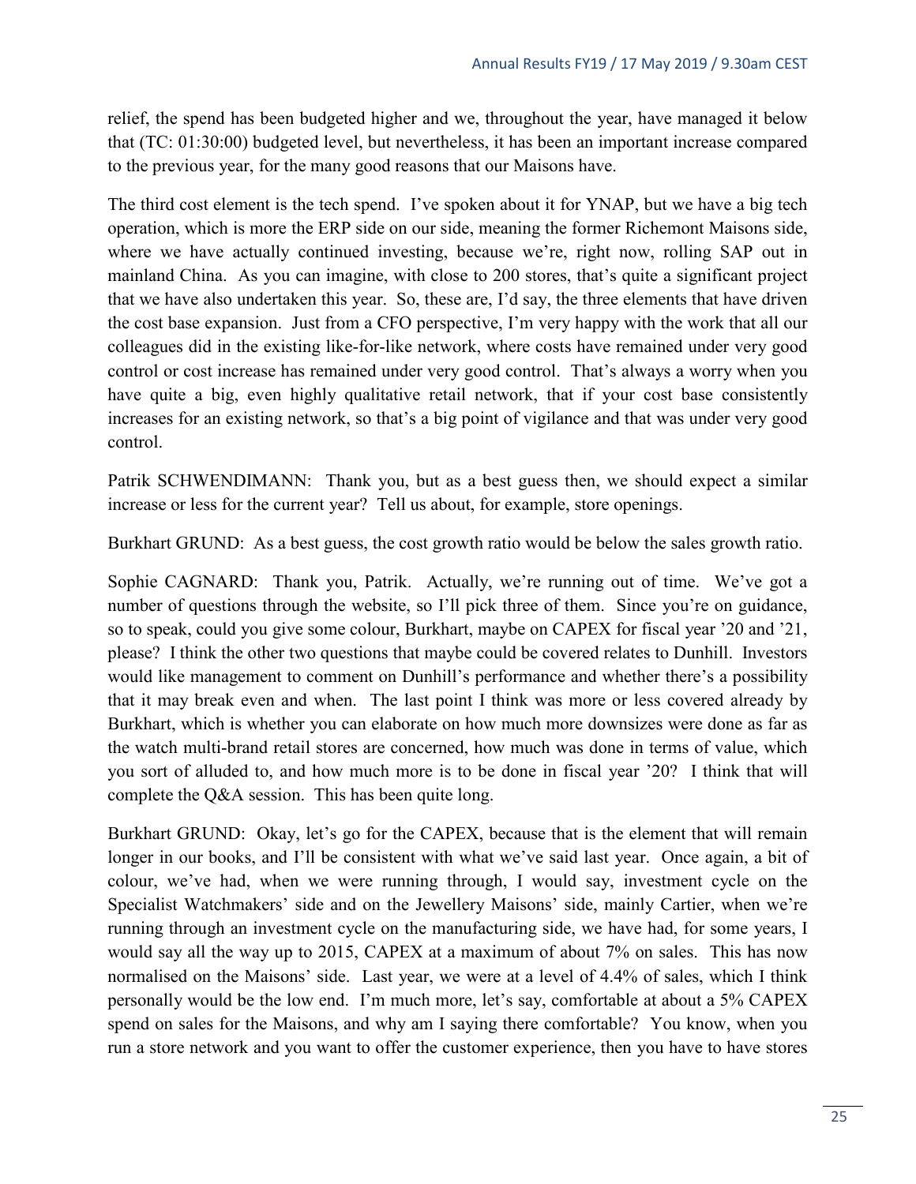relief, the spend has been budgeted higher and we, throughout the year, have managed it below that (TC: 01:30:00) budgeted level, but nevertheless, it has been an important increase compared to the previous year, for the many good reasons that our Maisons have.

The third cost element is the tech spend. I've spoken about it for YNAP, but we have a big tech operation, which is more the ERP side on our side, meaning the former Richemont Maisons side, where we have actually continued investing, because we're, right now, rolling SAP out in mainland China. As you can imagine, with close to 200 stores, that's quite a significant project that we have also undertaken this year. So, these are, I'd say, the three elements that have driven the cost base expansion. Just from a CFO perspective, I'm very happy with the work that all our colleagues did in the existing like-for-like network, where costs have remained under very good control or cost increase has remained under very good control. That's always a worry when you have quite a big, even highly qualitative retail network, that if your cost base consistently increases for an existing network, so that's a big point of vigilance and that was under very good control.

Patrik SCHWENDIMANN: Thank you, but as a best guess then, we should expect a similar increase or less for the current year? Tell us about, for example, store openings.

Burkhart GRUND: As a best guess, the cost growth ratio would be below the sales growth ratio.

Sophie CAGNARD: Thank you, Patrik. Actually, we're running out of time. We've got a number of questions through the website, so I'll pick three of them. Since you're on guidance, so to speak, could you give some colour, Burkhart, maybe on CAPEX for fiscal year '20 and '21, please? I think the other two questions that maybe could be covered relates to Dunhill. Investors would like management to comment on Dunhill's performance and whether there's a possibility that it may break even and when. The last point I think was more or less covered already by Burkhart, which is whether you can elaborate on how much more downsizes were done as far as the watch multi-brand retail stores are concerned, how much was done in terms of value, which you sort of alluded to, and how much more is to be done in fiscal year '20? I think that will complete the Q&A session. This has been quite long.

Burkhart GRUND: Okay, let's go for the CAPEX, because that is the element that will remain longer in our books, and I'll be consistent with what we've said last year. Once again, a bit of colour, we've had, when we were running through, I would say, investment cycle on the Specialist Watchmakers' side and on the Jewellery Maisons' side, mainly Cartier, when we're running through an investment cycle on the manufacturing side, we have had, for some years, I would say all the way up to 2015, CAPEX at a maximum of about 7% on sales. This has now normalised on the Maisons' side. Last year, we were at a level of 4.4% of sales, which I think personally would be the low end. I'm much more, let's say, comfortable at about a 5% CAPEX spend on sales for the Maisons, and why am I saying there comfortable? You know, when you run a store network and you want to offer the customer experience, then you have to have stores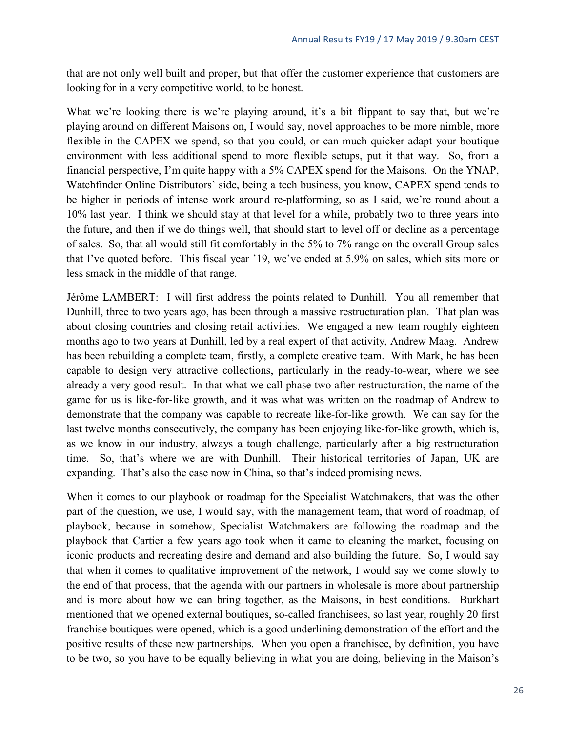that are not only well built and proper, but that offer the customer experience that customers are looking for in a very competitive world, to be honest.

What we're looking there is we're playing around, it's a bit flippant to say that, but we're playing around on different Maisons on, I would say, novel approaches to be more nimble, more flexible in the CAPEX we spend, so that you could, or can much quicker adapt your boutique environment with less additional spend to more flexible setups, put it that way. So, from a financial perspective, I'm quite happy with a 5% CAPEX spend for the Maisons. On the YNAP, Watchfinder Online Distributors' side, being a tech business, you know, CAPEX spend tends to be higher in periods of intense work around re-platforming, so as I said, we're round about a 10% last year. I think we should stay at that level for a while, probably two to three years into the future, and then if we do things well, that should start to level off or decline as a percentage of sales. So, that all would still fit comfortably in the 5% to 7% range on the overall Group sales that I've quoted before. This fiscal year '19, we've ended at 5.9% on sales, which sits more or less smack in the middle of that range.

Jérôme LAMBERT: I will first address the points related to Dunhill. You all remember that Dunhill, three to two years ago, has been through a massive restructuration plan. That plan was about closing countries and closing retail activities. We engaged a new team roughly eighteen months ago to two years at Dunhill, led by a real expert of that activity, Andrew Maag. Andrew has been rebuilding a complete team, firstly, a complete creative team. With Mark, he has been capable to design very attractive collections, particularly in the ready-to-wear, where we see already a very good result. In that what we call phase two after restructuration, the name of the game for us is like-for-like growth, and it was what was written on the roadmap of Andrew to demonstrate that the company was capable to recreate like-for-like growth. We can say for the last twelve months consecutively, the company has been enjoying like-for-like growth, which is, as we know in our industry, always a tough challenge, particularly after a big restructuration time. So, that's where we are with Dunhill. Their historical territories of Japan, UK are expanding. That's also the case now in China, so that's indeed promising news.

When it comes to our playbook or roadmap for the Specialist Watchmakers, that was the other part of the question, we use, I would say, with the management team, that word of roadmap, of playbook, because in somehow, Specialist Watchmakers are following the roadmap and the playbook that Cartier a few years ago took when it came to cleaning the market, focusing on iconic products and recreating desire and demand and also building the future. So, I would say that when it comes to qualitative improvement of the network, I would say we come slowly to the end of that process, that the agenda with our partners in wholesale is more about partnership and is more about how we can bring together, as the Maisons, in best conditions. Burkhart mentioned that we opened external boutiques, so-called franchisees, so last year, roughly 20 first franchise boutiques were opened, which is a good underlining demonstration of the effort and the positive results of these new partnerships. When you open a franchisee, by definition, you have to be two, so you have to be equally believing in what you are doing, believing in the Maison's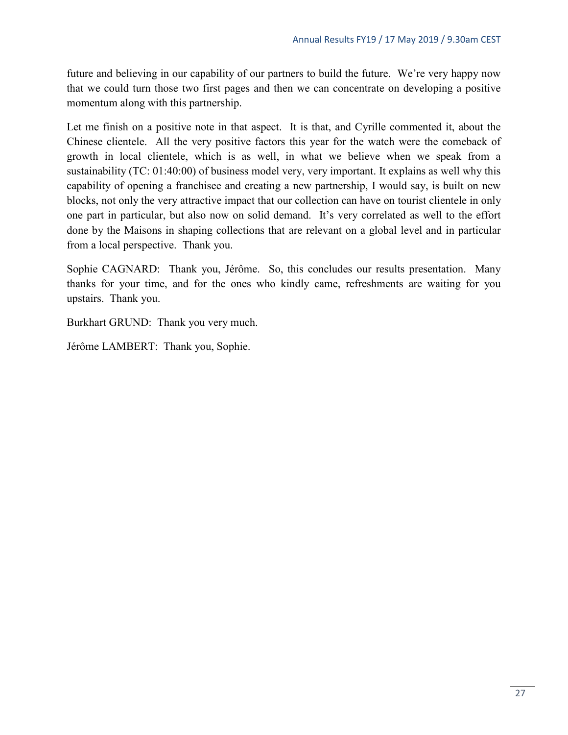future and believing in our capability of our partners to build the future. We're very happy now that we could turn those two first pages and then we can concentrate on developing a positive momentum along with this partnership.

Let me finish on a positive note in that aspect. It is that, and Cyrille commented it, about the Chinese clientele. All the very positive factors this year for the watch were the comeback of growth in local clientele, which is as well, in what we believe when we speak from a sustainability (TC: 01:40:00) of business model very, very important. It explains as well why this capability of opening a franchisee and creating a new partnership, I would say, is built on new blocks, not only the very attractive impact that our collection can have on tourist clientele in only one part in particular, but also now on solid demand. It's very correlated as well to the effort done by the Maisons in shaping collections that are relevant on a global level and in particular from a local perspective. Thank you.

Sophie CAGNARD: Thank you, Jérôme. So, this concludes our results presentation. Many thanks for your time, and for the ones who kindly came, refreshments are waiting for you upstairs. Thank you.

Burkhart GRUND: Thank you very much.

Jérôme LAMBERT: Thank you, Sophie.